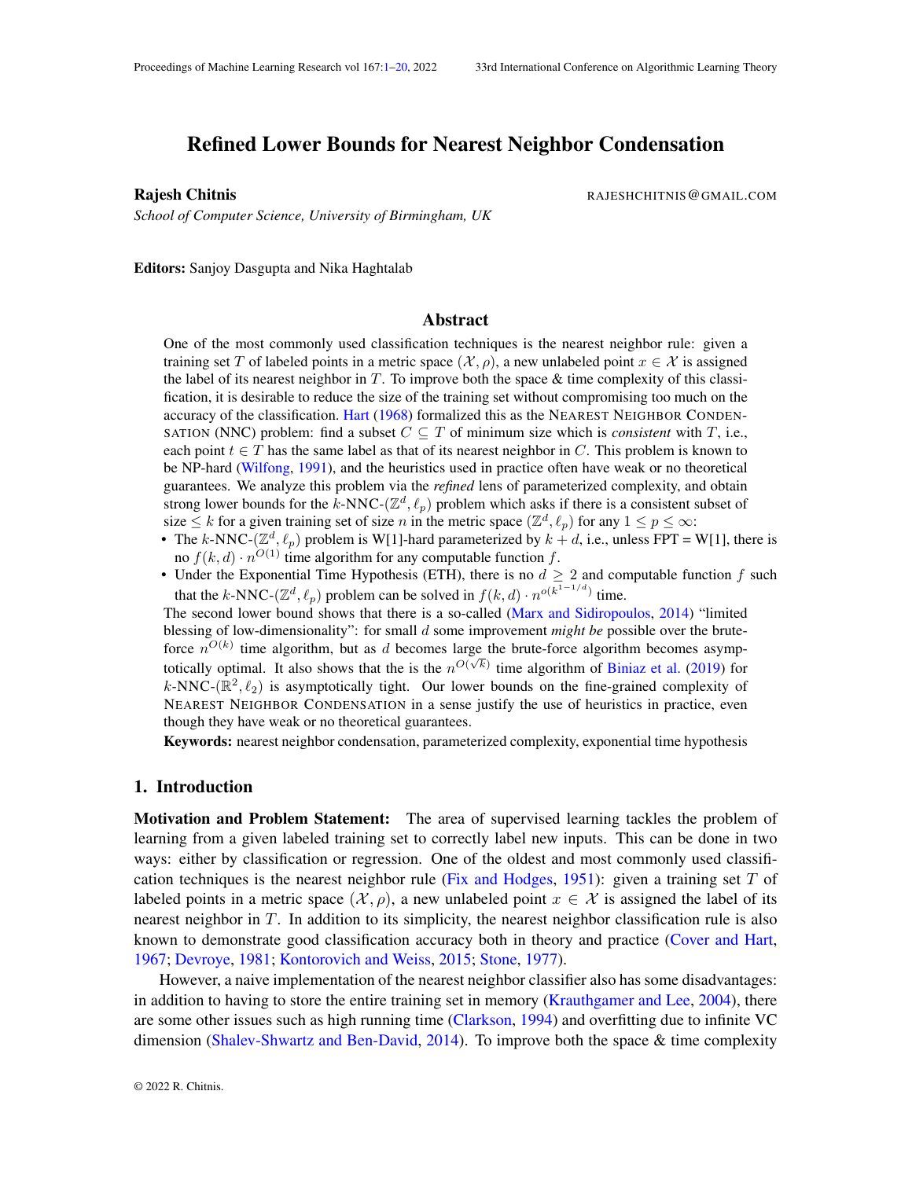# Refined Lower Bounds for Nearest Neighbor Condensation

**Rajesh Chitnis** RAJESHCHITNIS@GMAIL.COM

*School of Computer Science, University of Birmingham, UK*

**Editors:** Sanjoy Dasgupta and Nika Haghtalab

## Abstract

One of the most commonly used classification techniques is the nearest neighbor rule: given a training set $T$ of labeled points in a metric space $(\mathcal{X}, \rho)$, a new unlabeled point $x \in \mathcal{X}$ is assigned the label of its nearest neighbor in $T$. To improve both the space & time complexity of this classification, it is desirable to reduce the size of the training set without compromising too much on the accuracy of the classification. Hart (1968) formalized this as the NEAREST NEIGHBOR CONDENSATION (NNC) problem: find a subset $C \subseteq T$ of minimum size which is *consistent* with $T$, i.e., each point $t \in T$ has the same label as that of its nearest neighbor in $C$. This problem is known to be NP-hard (Wilfong, 1991), and the heuristics used in practice often have weak or no theoretical guarantees. We analyze this problem via the *refined* lens of parameterized complexity, and obtain strong lower bounds for the $k$-NNC-$(\mathbb{Z}^d, \ell_p)$ problem which asks if there is a consistent subset of size $\leq k$ for a given training set of size $n$ in the metric space $(\mathbb{Z}^d, \ell_p)$ for any $1 \leq p \leq \infty$:

- The $k$-NNC-$(\mathbb{Z}^d, \ell_p)$ problem is W[1]-hard parameterized by $k + d$, i.e., unless FPT = W[1], there is no $f(k, d) \cdot n^{O(1)}$ time algorithm for any computable function $f$.
- Under the Exponential Time Hypothesis (ETH), there is no $d \geq 2$ and computable function $f$ such that the $k$-NNC-$(\mathbb{Z}^d, \ell_p)$ problem can be solved in $f(k, d) \cdot n^{o(k^{1-1/d})}$ time.

The second lower bound shows that there is a so-called (Marx and Sidiropoulos, 2014) "limited blessing of low-dimensionality": for small $d$ some improvement *might be* possible over the brute-force $n^{O(k)}$ time algorithm, but as $d$ becomes large the brute-force algorithm becomes asymptotically optimal. It also shows that the is the $n^{O(\sqrt{k})}$ time algorithm of Biniaz et al. (2019) for $k$-NNC-$(\mathbb{R}^2, \ell_2)$ is asymptotically tight. Our lower bounds on the fine-grained complexity of NEAREST NEIGHBOR CONDENSATION in a sense justify the use of heuristics in practice, even though they have weak or no theoretical guarantees.

**Keywords:** nearest neighbor condensation, parameterized complexity, exponential time hypothesis

## 1. Introduction

**Motivation and Problem Statement:** The area of supervised learning tackles the problem of learning from a given labeled training set to correctly label new inputs. This can be done in two ways: either by classification or regression. One of the oldest and most commonly used classification techniques is the nearest neighbor rule (Fix and Hodges, 1951): given a training set $T$ of labeled points in a metric space $(\mathcal{X}, \rho)$, a new unlabeled point $x \in \mathcal{X}$ is assigned the label of its nearest neighbor in $T$. In addition to its simplicity, the nearest neighbor classification rule is also known to demonstrate good classification accuracy both in theory and practice (Cover and Hart, 1967; Devroye, 1981; Kontorovich and Weiss, 2015; Stone, 1977).

However, a naive implementation of the nearest neighbor classifier also has some disadvantages: in addition to having to store the entire training set in memory (Krauthgamer and Lee, 2004), there are some other issues such as high running time (Clarkson, 1994) and overfitting due to infinite VC dimension (Shalev-Shwartz and Ben-David, 2014). To improve both the space & time complexity

© 2022 R. Chitnis.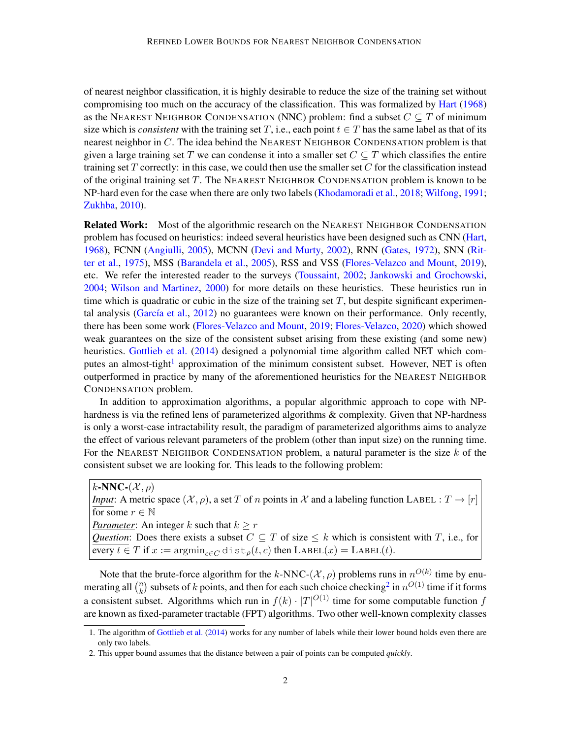of nearest neighbor classification, it is highly desirable to reduce the size of the training set without compromising too much on the accuracy of the classification. This was formalized by Hart (1968) as the NEAREST NEIGHBOR CONDENSATION (NNC) problem: find a subset $C \subseteq T$ of minimum size which is *consistent* with the training set $T$, i.e., each point $t \in T$ has the same label as that of its nearest neighbor in $C$. The idea behind the NEAREST NEIGHBOR CONDENSATION problem is that given a large training set $T$ we can condense it into a smaller set $C \subseteq T$ which classifies the entire training set $T$ correctly: in this case, we could then use the smaller set $C$ for the classification instead of the original training set $T$. The NEAREST NEIGHBOR CONDENSATION problem is known to be NP-hard even for the case when there are only two labels (Khodamoradi et al., 2018; Wilfong, 1991; Zukhba, 2010).

**Related Work:** Most of the algorithmic research on the NEAREST NEIGHBOR CONDENSATION problem has focused on heuristics: indeed several heuristics have been designed such as CNN (Hart, 1968), FCNN (Angiulli, 2005), MCNN (Devi and Murty, 2002), RNN (Gates, 1972), SNN (Ritter et al., 1975), MSS (Barandela et al., 2005), RSS and VSS (Flores-Velazco and Mount, 2019), etc. We refer the interested reader to the surveys (Toussaint, 2002; Jankowski and Grochowski, 2004; Wilson and Martinez, 2000) for more details on these heuristics. These heuristics run in time which is quadratic or cubic in the size of the training set $T$, but despite significant experimental analysis (García et al., 2012) no guarantees were known on their performance. Only recently, there has been some work (Flores-Velazco and Mount, 2019; Flores-Velazco, 2020) which showed weak guarantees on the size of the consistent subset arising from these existing (and some new) heuristics. Gottlieb et al. (2014) designed a polynomial time algorithm called NET which computes an almost-tight[1] approximation of the minimum consistent subset. However, NET is often outperformed in practice by many of the aforementioned heuristics for the NEAREST NEIGHBOR CONDENSATION problem.

In addition to approximation algorithms, a popular algorithmic approach to cope with NP-hardness is via the refined lens of parameterized algorithms & complexity. Given that NP-hardness is only a worst-case intractability result, the paradigm of parameterized algorithms aims to analyze the effect of various relevant parameters of the problem (other than input size) on the running time. For the NEAREST NEIGHBOR CONDENSATION problem, a natural parameter is the size $k$ of the consistent subset we are looking for. This leads to the following problem:

> $k$**-NNC-**$(\mathcal{X}, \rho)$
> *Input*: A metric space $(\mathcal{X}, \rho)$, a set $T$ of $n$ points in $\mathcal{X}$ and a labeling function $\textsc{Label} : T \to [r]$ for some $r \in \mathbb{N}$
> *Parameter*: An integer $k$ such that $k \geq r$
> *Question*: Does there exists a subset $C \subseteq T$ of size $\leq k$ which is consistent with $T$, i.e., for every $t \in T$ if $x := \mathrm{argmin}_{c \in C} \,\mathtt{dist}_{\rho}(t, c)$ then $\textsc{Label}(x) = \textsc{Label}(t)$.

Note that the brute-force algorithm for the $k$-NNC-$(\mathcal{X}, \rho)$ problems runs in $n^{O(k)}$ time by enumerating all $\binom{n}{k}$ subsets of $k$ points, and then for each such choice checking[2] in $n^{O(1)}$ time if it forms a consistent subset. Algorithms which run in $f(k) \cdot |T|^{O(1)}$ time for some computable function $f$ are known as fixed-parameter tractable (FPT) algorithms. Two other well-known complexity classes

1. The algorithm of Gottlieb et al. (2014) works for any number of labels while their lower bound holds even there are only two labels.
2. This upper bound assumes that the distance between a pair of points can be computed *quickly*.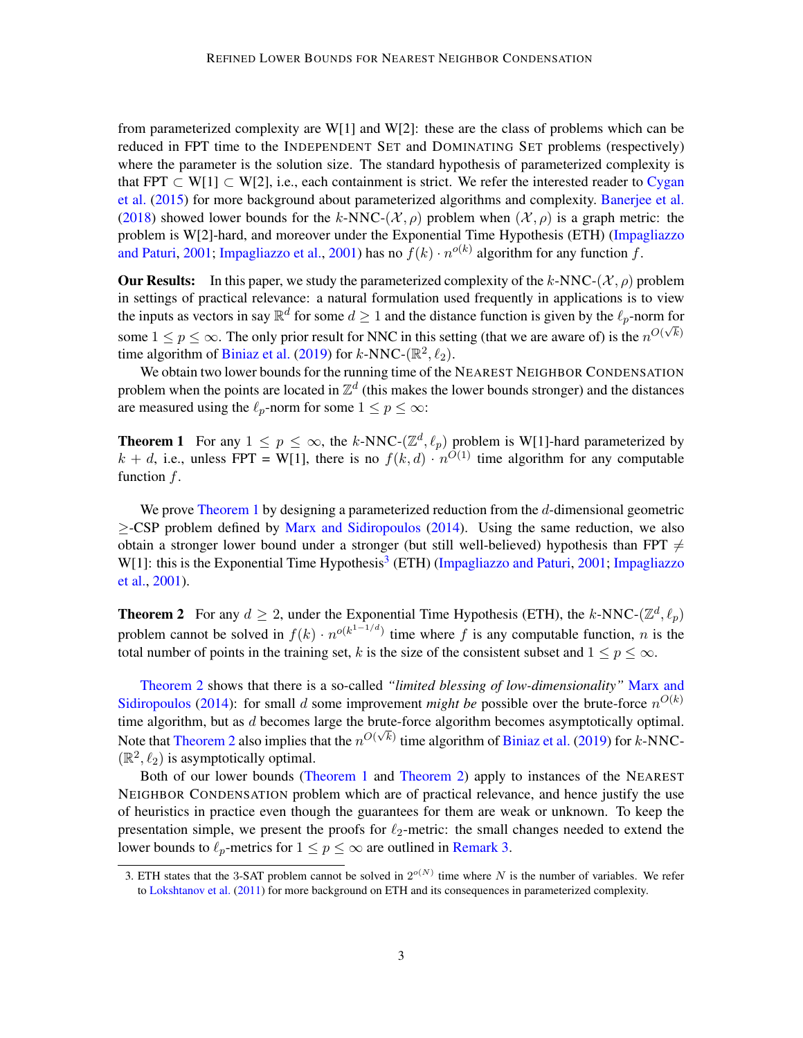from parameterized complexity are W[1] and W[2]: these are the class of problems which can be reduced in FPT time to the Independent Set and Dominating Set problems (respectively) where the parameter is the solution size. The standard hypothesis of parameterized complexity is that FPT $\subset$ W[1] $\subset$ W[2], i.e., each containment is strict. We refer the interested reader to Cygan et al. (2015) for more background about parameterized algorithms and complexity. Banerjee et al. (2018) showed lower bounds for the $k$-NNC-$(\mathcal{X}, \rho)$ problem when $(\mathcal{X}, \rho)$ is a graph metric: the problem is W[2]-hard, and moreover under the Exponential Time Hypothesis (ETH) (Impagliazzo and Paturi, 2001; Impagliazzo et al., 2001) has no $f(k) \cdot n^{o(k)}$ algorithm for any function $f$.

**Our Results:** In this paper, we study the parameterized complexity of the $k$-NNC-$(\mathcal{X}, \rho)$ problem in settings of practical relevance: a natural formulation used frequently in applications is to view the inputs as vectors in say $\mathbb{R}^d$ for some $d \geq 1$ and the distance function is given by the $\ell_p$-norm for some $1 \leq p \leq \infty$. The only prior result for NNC in this setting (that we are aware of) is the $n^{O(\sqrt{k})}$ time algorithm of Biniaz et al. (2019) for $k$-NNC-$(\mathbb{R}^2, \ell_2)$.

We obtain two lower bounds for the running time of the Nearest Neighbor Condensation problem when the points are located in $\mathbb{Z}^d$ (this makes the lower bounds stronger) and the distances are measured using the $\ell_p$-norm for some $1 \leq p \leq \infty$:

**Theorem 1** For any $1 \leq p \leq \infty$, the $k$-NNC-$(\mathbb{Z}^d, \ell_p)$ problem is W[1]-hard parameterized by $k + d$, i.e., unless FPT = W[1], there is no $f(k, d) \cdot n^{O(1)}$ time algorithm for any computable function $f$.

We prove Theorem 1 by designing a parameterized reduction from the $d$-dimensional geometric $\geq$-CSP problem defined by Marx and Sidiropoulos (2014). Using the same reduction, we also obtain a stronger lower bound under a stronger (but still well-believed) hypothesis than FPT $\neq$ W[1]: this is the Exponential Time Hypothesis[3] (ETH) (Impagliazzo and Paturi, 2001; Impagliazzo et al., 2001).

**Theorem 2** For any $d \geq 2$, under the Exponential Time Hypothesis (ETH), the $k$-NNC-$(\mathbb{Z}^d, \ell_p)$ problem cannot be solved in $f(k) \cdot n^{o(k^{1-1/d})}$ time where $f$ is any computable function, $n$ is the total number of points in the training set, $k$ is the size of the consistent subset and $1 \leq p \leq \infty$.

Theorem 2 shows that there is a so-called *"limited blessing of low-dimensionality"* Marx and Sidiropoulos (2014): for small $d$ some improvement *might be* possible over the brute-force $n^{O(k)}$ time algorithm, but as $d$ becomes large the brute-force algorithm becomes asymptotically optimal. Note that Theorem 2 also implies that the $n^{O(\sqrt{k})}$ time algorithm of Biniaz et al. (2019) for $k$-NNC-$(\mathbb{R}^2, \ell_2)$ is asymptotically optimal.

Both of our lower bounds (Theorem 1 and Theorem 2) apply to instances of the Nearest Neighbor Condensation problem which are of practical relevance, and hence justify the use of heuristics in practice even though the guarantees for them are weak or unknown. To keep the presentation simple, we present the proofs for $\ell_2$-metric: the small changes needed to extend the lower bounds to $\ell_p$-metrics for $1 \leq p \leq \infty$ are outlined in Remark 3.

3. ETH states that the 3-SAT problem cannot be solved in $2^{o(N)}$ time where $N$ is the number of variables. We refer to Lokshtanov et al. (2011) for more background on ETH and its consequences in parameterized complexity.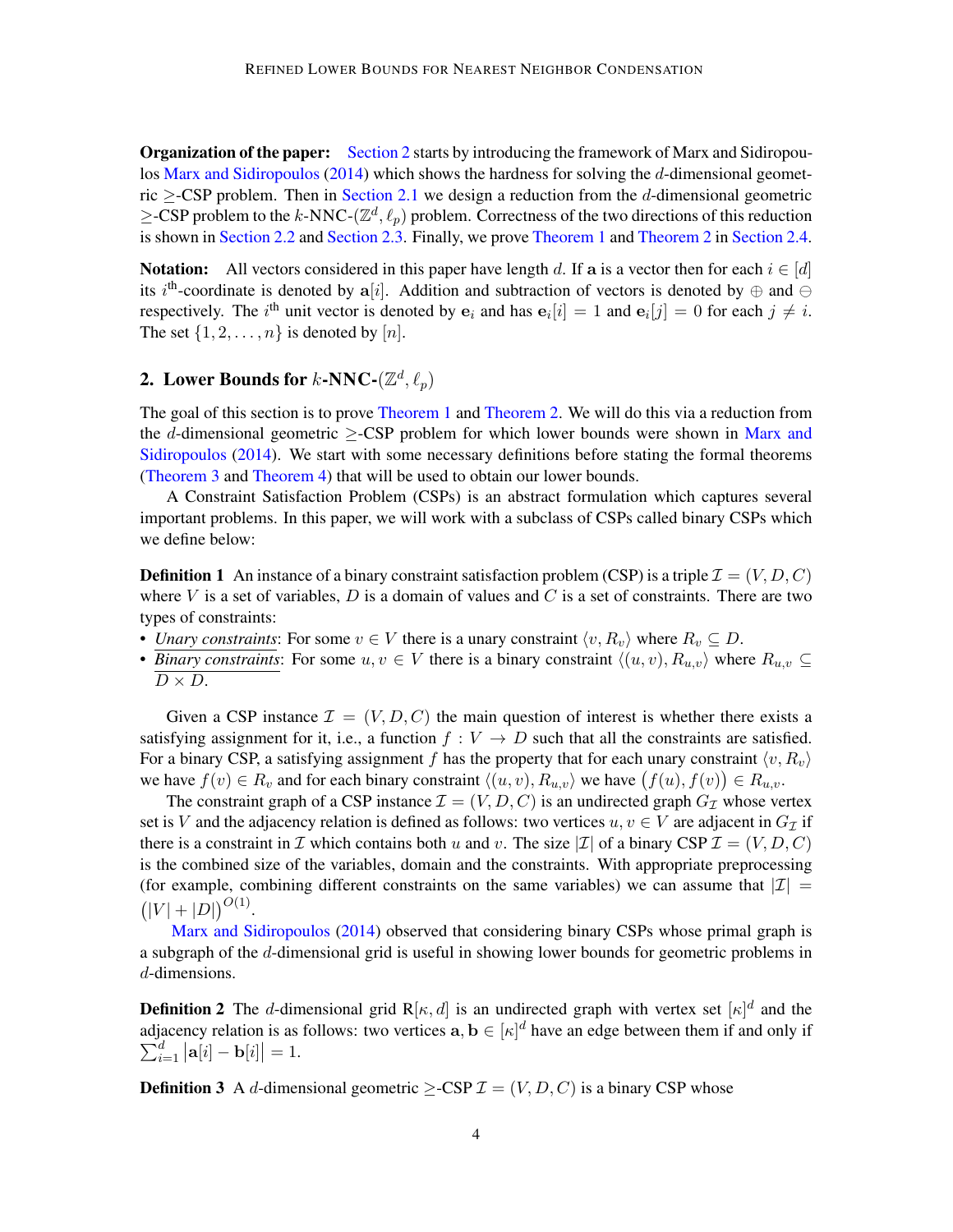**Organization of the paper:** Section 2 starts by introducing the framework of Marx and Sidiropoulos Marx and Sidiropoulos (2014) which shows the hardness for solving the $d$-dimensional geometric $\geq$-CSP problem. Then in Section 2.1 we design a reduction from the $d$-dimensional geometric $\geq$-CSP problem to the $k$-NNC-$(\mathbb{Z}^d, \ell_p)$ problem. Correctness of the two directions of this reduction is shown in Section 2.2 and Section 2.3. Finally, we prove Theorem 1 and Theorem 2 in Section 2.4.

**Notation:** All vectors considered in this paper have length $d$. If $\mathbf{a}$ is a vector then for each $i \in [d]$ its $i^{\text{th}}$-coordinate is denoted by $\mathbf{a}[i]$. Addition and subtraction of vectors is denoted by $\oplus$ and $\ominus$ respectively. The $i^{\text{th}}$ unit vector is denoted by $\mathbf{e}_i$ and has $\mathbf{e}_i[i] = 1$ and $\mathbf{e}_i[j] = 0$ for each $j \neq i$. The set $\{1, 2, \ldots, n\}$ is denoted by $[n]$.

## 2. Lower Bounds for $k$-NNC-$(\mathbb{Z}^d, \ell_p)$

The goal of this section is to prove Theorem 1 and Theorem 2. We will do this via a reduction from the $d$-dimensional geometric $\geq$-CSP problem for which lower bounds were shown in Marx and Sidiropoulos (2014). We start with some necessary definitions before stating the formal theorems (Theorem 3 and Theorem 4) that will be used to obtain our lower bounds.

A Constraint Satisfaction Problem (CSPs) is an abstract formulation which captures several important problems. In this paper, we will work with a subclass of CSPs called binary CSPs which we define below:

**Definition 1** An instance of a binary constraint satisfaction problem (CSP) is a triple $\mathcal{I} = (V, D, C)$ where $V$ is a set of variables, $D$ is a domain of values and $C$ is a set of constraints. There are two types of constraints:

- *Unary constraints*: For some $v \in V$ there is a unary constraint $\langle v, R_v \rangle$ where $R_v \subseteq D$.
- *Binary constraints*: For some $u, v \in V$ there is a binary constraint $\langle (u, v), R_{u,v} \rangle$ where $R_{u,v} \subseteq D \times D$.

Given a CSP instance $\mathcal{I} = (V, D, C)$ the main question of interest is whether there exists a satisfying assignment for it, i.e., a function $f : V \to D$ such that all the constraints are satisfied. For a binary CSP, a satisfying assignment $f$ has the property that for each unary constraint $\langle v, R_v \rangle$ we have $f(v) \in R_v$ and for each binary constraint $\langle (u, v), R_{u,v} \rangle$ we have $\big(f(u), f(v)\big) \in R_{u,v}$.

The constraint graph of a CSP instance $\mathcal{I} = (V, D, C)$ is an undirected graph $G_{\mathcal{I}}$ whose vertex set is $V$ and the adjacency relation is defined as follows: two vertices $u, v \in V$ are adjacent in $G_{\mathcal{I}}$ if there is a constraint in $\mathcal{I}$ which contains both $u$ and $v$. The size $|\mathcal{I}|$ of a binary CSP $\mathcal{I} = (V, D, C)$ is the combined size of the variables, domain and the constraints. With appropriate preprocessing (for example, combining different constraints on the same variables) we can assume that $|\mathcal{I}| = \big(|V| + |D|\big)^{O(1)}$.

Marx and Sidiropoulos (2014) observed that considering binary CSPs whose primal graph is a subgraph of the $d$-dimensional grid is useful in showing lower bounds for geometric problems in $d$-dimensions.

**Definition 2** The $d$-dimensional grid $\mathrm{R}[\kappa, d]$ is an undirected graph with vertex set $[\kappa]^d$ and the adjacency relation is as follows: two vertices $\mathbf{a}, \mathbf{b} \in [\kappa]^d$ have an edge between them if and only if $\sum_{i=1}^{d} \big|\mathbf{a}[i] - \mathbf{b}[i]\big| = 1$.

**Definition 3** A $d$-dimensional geometric $\geq$-CSP $\mathcal{I} = (V, D, C)$ is a binary CSP whose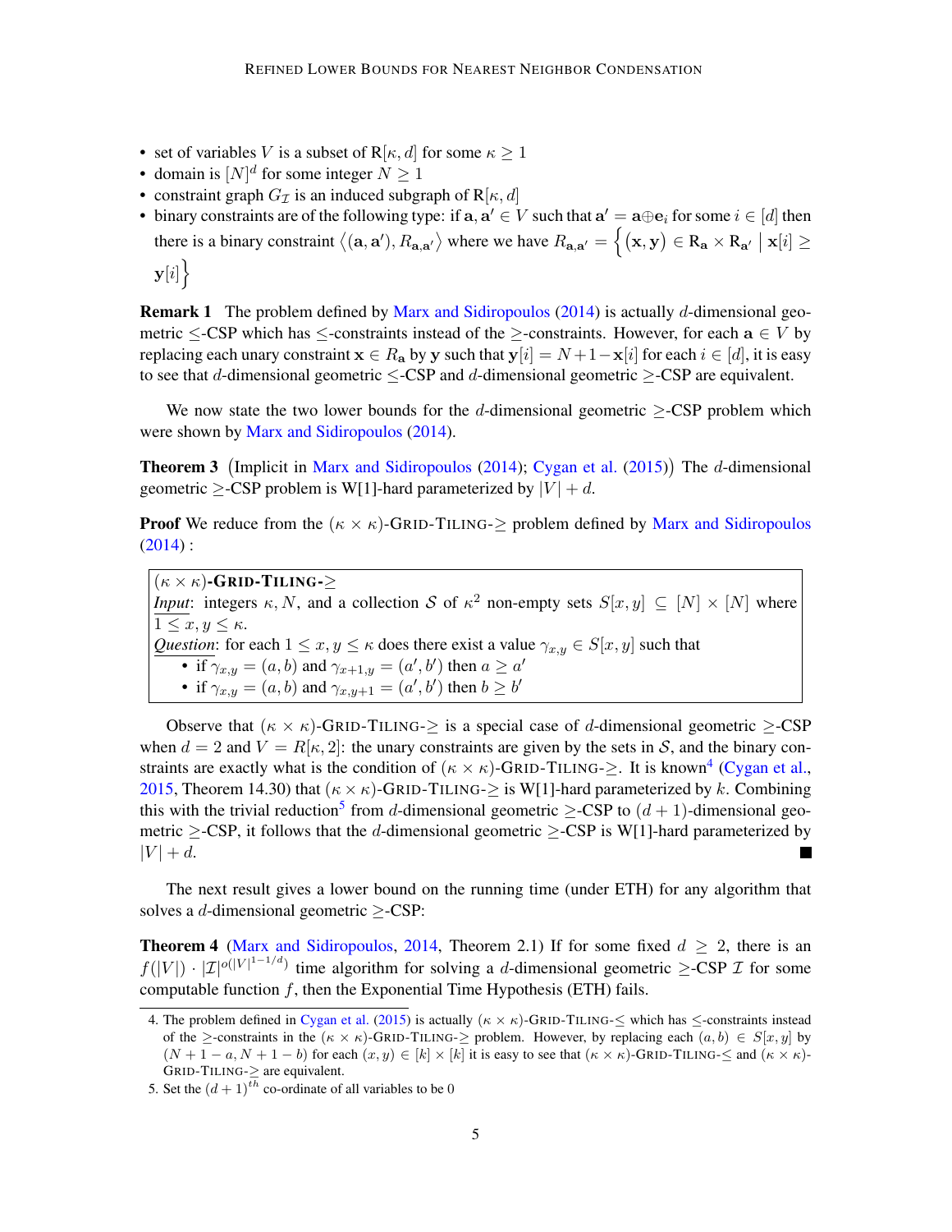- set of variables $V$ is a subset of $\mathrm{R}[\kappa, d]$ for some $\kappa \geq 1$
- domain is $[N]^d$ for some integer $N \geq 1$
- constraint graph $G_{\mathcal{I}}$ is an induced subgraph of $\mathrm{R}[\kappa, d]$
- binary constraints are of the following type: if $\mathbf{a}, \mathbf{a}' \in V$ such that $\mathbf{a}' = \mathbf{a} \oplus \mathbf{e}_i$ for some $i \in [d]$ then there is a binary constraint $\langle (\mathbf{a}, \mathbf{a}'), R_{\mathbf{a},\mathbf{a}'} \rangle$ where we have $R_{\mathbf{a},\mathbf{a}'} = \Big\{ \big(\mathbf{x}, \mathbf{y}\big) \in \mathrm{R}_{\mathbf{a}} \times \mathrm{R}_{\mathbf{a}'} \mid \mathbf{x}[i] \geq \mathbf{y}[i] \Big\}$

**Remark 1** The problem defined by Marx and Sidiropoulos (2014) is actually $d$-dimensional geometric $\leq$-CSP which has $\leq$-constraints instead of the $\geq$-constraints. However, for each $\mathbf{a} \in V$ by replacing each unary constraint $\mathbf{x} \in R_{\mathbf{a}}$ by $\mathbf{y}$ such that $\mathbf{y}[i] = N+1-\mathbf{x}[i]$ for each $i \in [d]$, it is easy to see that $d$-dimensional geometric $\leq$-CSP and $d$-dimensional geometric $\geq$-CSP are equivalent.

We now state the two lower bounds for the $d$-dimensional geometric $\geq$-CSP problem which were shown by Marx and Sidiropoulos (2014).

**Theorem 3** (Implicit in Marx and Sidiropoulos (2014); Cygan et al. (2015)) The $d$-dimensional geometric $\geq$-CSP problem is W[1]-hard parameterized by $|V| + d$.

**Proof** We reduce from the $(\kappa \times \kappa)$-Grid-Tiling-$\geq$ problem defined by Marx and Sidiropoulos (2014) :

> $(\kappa \times \kappa)$-**Grid-Tiling-$\geq$**
> *Input*: integers $\kappa, N$, and a collection $\mathcal{S}$ of $\kappa^2$ non-empty sets $S[x, y] \subseteq [N] \times [N]$ where $1 \leq x, y \leq \kappa$.
> *Question*: for each $1 \leq x, y \leq \kappa$ does there exist a value $\gamma_{x,y} \in S[x, y]$ such that
> - if $\gamma_{x,y} = (a, b)$ and $\gamma_{x+1,y} = (a', b')$ then $a \geq a'$
> - if $\gamma_{x,y} = (a, b)$ and $\gamma_{x,y+1} = (a', b')$ then $b \geq b'$

Observe that $(\kappa \times \kappa)$-Grid-Tiling-$\geq$ is a special case of $d$-dimensional geometric $\geq$-CSP when $d = 2$ and $V = R[\kappa, 2]$: the unary constraints are given by the sets in $\mathcal{S}$, and the binary constraints are exactly what is the condition of $(\kappa \times \kappa)$-Grid-Tiling-$\geq$. It is known[4] (Cygan et al., 2015, Theorem 14.30) that $(\kappa \times \kappa)$-Grid-Tiling-$\geq$ is W[1]-hard parameterized by $k$. Combining this with the trivial reduction[5] from $d$-dimensional geometric $\geq$-CSP to $(d + 1)$-dimensional geometric $\geq$-CSP, it follows that the $d$-dimensional geometric $\geq$-CSP is W[1]-hard parameterized by $|V| + d$. ■

The next result gives a lower bound on the running time (under ETH) for any algorithm that solves a $d$-dimensional geometric $\geq$-CSP:

**Theorem 4** (Marx and Sidiropoulos, 2014, Theorem 2.1) If for some fixed $d \geq 2$, there is an $f(|V|) \cdot |\mathcal{I}|^{o(|V|^{1-1/d})}$ time algorithm for solving a $d$-dimensional geometric $\geq$-CSP $\mathcal{I}$ for some computable function $f$, then the Exponential Time Hypothesis (ETH) fails.

---

4. The problem defined in Cygan et al. (2015) is actually $(\kappa \times \kappa)$-Grid-Tiling-$\leq$ which has $\leq$-constraints instead of the $\geq$-constraints in the $(\kappa \times \kappa)$-Grid-Tiling-$\geq$ problem. However, by replacing each $(a, b) \in S[x, y]$ by $(N + 1 - a, N + 1 - b)$ for each $(x, y) \in [k] \times [k]$ it is easy to see that $(\kappa \times \kappa)$-Grid-Tiling-$\leq$ and $(\kappa \times \kappa)$-Grid-Tiling-$\geq$ are equivalent.
5. Set the $(d + 1)^{th}$ co-ordinate of all variables to be 0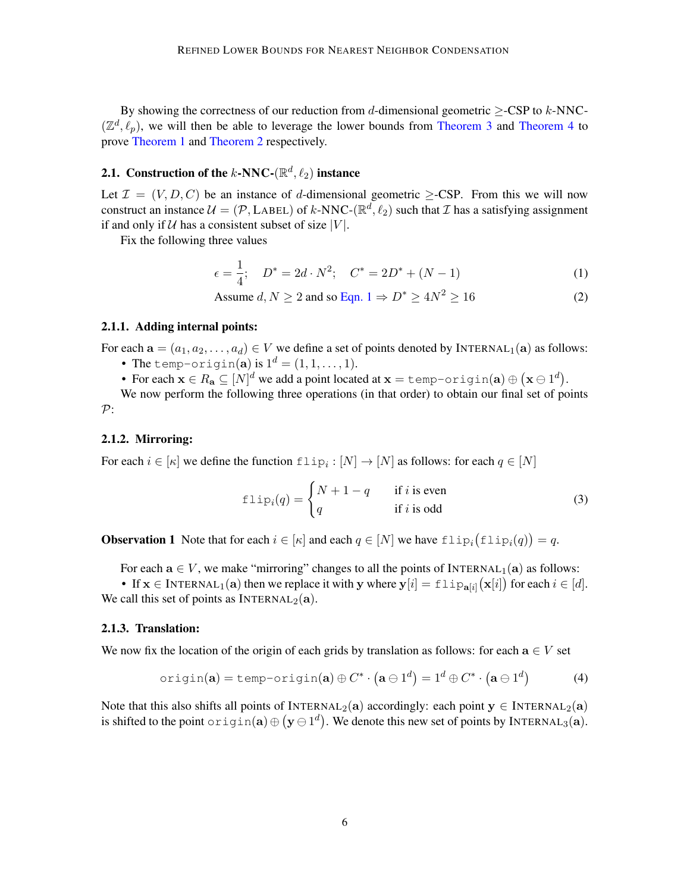By showing the correctness of our reduction from $d$-dimensional geometric $\geq$-CSP to $k$-NNC-$(\mathbb{Z}^d, \ell_p)$, we will then be able to leverage the lower bounds from Theorem 3 and Theorem 4 to prove Theorem 1 and Theorem 2 respectively.

### 2.1. Construction of the $k$-NNC-$(\mathbb{R}^d, \ell_2)$ instance

Let $\mathcal{I} = (V, D, C)$ be an instance of $d$-dimensional geometric $\geq$-CSP. From this we will now construct an instance $\mathcal{U} = (\mathcal{P}, \textsc{Label})$ of $k$-NNC-$(\mathbb{R}^d, \ell_2)$ such that $\mathcal{I}$ has a satisfying assignment if and only if $\mathcal{U}$ has a consistent subset of size $|V|$.

Fix the following three values

$$\epsilon = \frac{1}{4}; \quad D^* = 2d \cdot N^2; \quad C^* = 2D^* + (N-1) \tag{1}$$

$$\text{Assume } d, N \geq 2 \text{ and so Eqn. 1} \Rightarrow D^* \geq 4N^2 \geq 16 \tag{2}$$

#### 2.1.1. Adding internal points:

For each $\mathbf{a} = (a_1, a_2, \ldots, a_d) \in V$ we define a set of points denoted by $\textsc{Internal}_1(\mathbf{a})$ as follows:

- The $\texttt{temp-origin}(\mathbf{a})$ is $1^d = (1, 1, \ldots, 1)$.
- For each $\mathbf{x} \in R_{\mathbf{a}} \subseteq [N]^d$ we add a point located at $\mathbf{x} = \texttt{temp-origin}(\mathbf{a}) \oplus \big(\mathbf{x} \ominus 1^d\big)$.

We now perform the following three operations (in that order) to obtain our final set of points $\mathcal{P}$:

#### 2.1.2. Mirroring:

For each $i \in [\kappa]$ we define the function $\texttt{flip}_i : [N] \to [N]$ as follows: for each $q \in [N]$

$$\texttt{flip}_i(q) = \begin{cases} N + 1 - q & \text{if } i \text{ is even} \\ q & \text{if } i \text{ is odd} \end{cases} \tag{3}$$

**Observation 1** Note that for each $i \in [\kappa]$ and each $q \in [N]$ we have $\texttt{flip}_i\big(\texttt{flip}_i(q)\big) = q$.

For each $\mathbf{a} \in V$, we make "mirroring" changes to all the points of $\textsc{Internal}_1(\mathbf{a})$ as follows:

- If $\mathbf{x} \in \textsc{Internal}_1(\mathbf{a})$ then we replace it with $\mathbf{y}$ where $\mathbf{y}[i] = \texttt{flip}_{\mathbf{a}[i]}\big(\mathbf{x}[i]\big)$ for each $i \in [d]$.

We call this set of points as $\textsc{Internal}_2(\mathbf{a})$.

#### 2.1.3. Translation:

We now fix the location of the origin of each grids by translation as follows: for each $\mathbf{a} \in V$ set

$$\texttt{origin}(\mathbf{a}) = \texttt{temp-origin}(\mathbf{a}) \oplus C^* \cdot \big(\mathbf{a} \ominus 1^d\big) = 1^d \oplus C^* \cdot \big(\mathbf{a} \ominus 1^d\big) \tag{4}$$

Note that this also shifts all points of $\textsc{Internal}_2(\mathbf{a})$ accordingly: each point $\mathbf{y} \in \textsc{Internal}_2(\mathbf{a})$ is shifted to the point $\texttt{origin}(\mathbf{a}) \oplus \big(\mathbf{y} \ominus 1^d\big)$. We denote this new set of points by $\textsc{Internal}_3(\mathbf{a})$.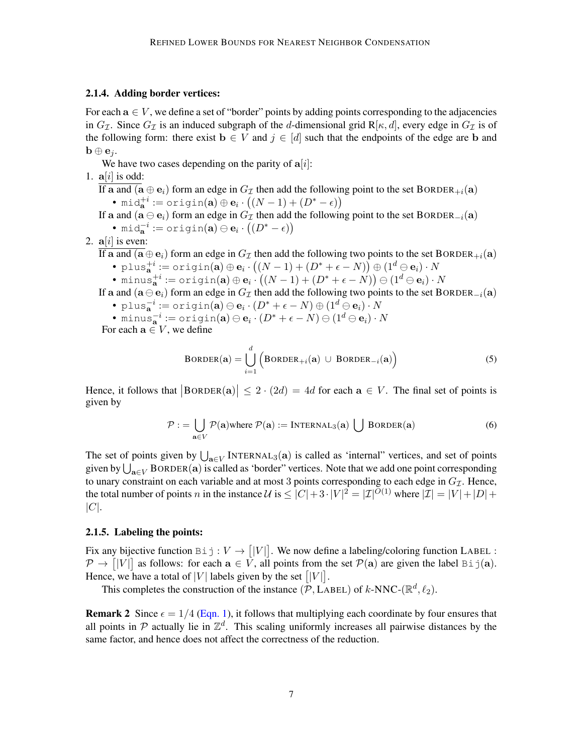### 2.1.4. Adding border vertices:

For each $\mathbf{a} \in V$, we define a set of "border" points by adding points corresponding to the adjacencies in $G_{\mathcal{I}}$. Since $G_{\mathcal{I}}$ is an induced subgraph of the $d$-dimensional grid $\mathrm{R}[\kappa, d]$, every edge in $G_{\mathcal{I}}$ is of the following form: there exist $\mathbf{b} \in V$ and $j \in [d]$ such that the endpoints of the edge are $\mathbf{b}$ and $\mathbf{b} \oplus \mathbf{e}_j$.

We have two cases depending on the parity of $\mathbf{a}[i]$:

1. <u>$\mathbf{a}[i]$ is odd:</u>

   If $\mathbf{a}$ and $(\mathbf{a} \oplus \mathbf{e}_i)$ form an edge in $G_{\mathcal{I}}$ then add the following point to the set $\text{BORDER}_{+i}(\mathbf{a})$
   - $\texttt{mid}_{\mathbf{a}}^{+i} := \texttt{origin}(\mathbf{a}) \oplus \mathbf{e}_i \cdot \big((N-1) + (D^* - \epsilon)\big)$

   If $\mathbf{a}$ and $(\mathbf{a} \ominus \mathbf{e}_i)$ form an edge in $G_{\mathcal{I}}$ then add the following point to the set $\text{BORDER}_{-i}(\mathbf{a})$
   - $\texttt{mid}_{\mathbf{a}}^{-i} := \texttt{origin}(\mathbf{a}) \ominus \mathbf{e}_i \cdot \big((D^* - \epsilon)\big)$

2. <u>$\mathbf{a}[i]$ is even:</u>

   If $\mathbf{a}$ and $(\mathbf{a} \oplus \mathbf{e}_i)$ form an edge in $G_{\mathcal{I}}$ then add the following two points to the set $\text{BORDER}_{+i}(\mathbf{a})$
   - $\texttt{plus}_{\mathbf{a}}^{+i} := \texttt{origin}(\mathbf{a}) \oplus \mathbf{e}_i \cdot \big((N-1) + (D^* + \epsilon - N)\big) \oplus (1^d \ominus \mathbf{e}_i) \cdot N$
   - $\texttt{minus}_{\mathbf{a}}^{+i} := \texttt{origin}(\mathbf{a}) \oplus \mathbf{e}_i \cdot \big((N-1) + (D^* + \epsilon - N)\big) \ominus (1^d \ominus \mathbf{e}_i) \cdot N$

   If $\mathbf{a}$ and $(\mathbf{a} \ominus \mathbf{e}_i)$ form an edge in $G_{\mathcal{I}}$ then add the following two points to the set $\text{BORDER}_{-i}(\mathbf{a})$
   - $\texttt{plus}_{\mathbf{a}}^{-i} := \texttt{origin}(\mathbf{a}) \ominus \mathbf{e}_i \cdot (D^* + \epsilon - N) \oplus (1^d \ominus \mathbf{e}_i) \cdot N$
   - $\texttt{minus}_{\mathbf{a}}^{-i} := \texttt{origin}(\mathbf{a}) \ominus \mathbf{e}_i \cdot (D^* + \epsilon - N) \ominus (1^d \ominus \mathbf{e}_i) \cdot N$

For each $\mathbf{a} \in V$, we define

$$\text{BORDER}(\mathbf{a}) = \bigcup_{i=1}^{d} \Big( \text{BORDER}_{+i}(\mathbf{a}) \,\cup\, \text{BORDER}_{-i}(\mathbf{a}) \Big) \tag{5}$$

Hence, it follows that $\big|\text{BORDER}(\mathbf{a})\big| \leq 2 \cdot (2d) = 4d$ for each $\mathbf{a} \in V$. The final set of points is given by

$$\mathcal{P} := \bigcup_{\mathbf{a} \in V} \mathcal{P}(\mathbf{a}) \text{where } \mathcal{P}(\mathbf{a}) := \text{INTERNAL}_3(\mathbf{a}) \bigcup \text{BORDER}(\mathbf{a}) \tag{6}$$

The set of points given by $\bigcup_{\mathbf{a} \in V} \text{INTERNAL}_3(\mathbf{a})$ is called as 'internal" vertices, and set of points given by $\bigcup_{\mathbf{a} \in V} \text{BORDER}(\mathbf{a})$ is called as 'border" vertices. Note that we add one point corresponding to unary constraint on each variable and at most 3 points corresponding to each edge in $G_{\mathcal{I}}$. Hence, the total number of points $n$ in the instance $\mathcal{U}$ is $\leq |C| + 3 \cdot |V|^2 = |\mathcal{I}|^{O(1)}$ where $|\mathcal{I}| = |V| + |D| + |C|$.

### 2.1.5. Labeling the points:

Fix any bijective function $\texttt{Bij} : V \to \big[|V|\big]$. We now define a labeling/coloring function $\text{LABEL} : \mathcal{P} \to \big[|V|\big]$ as follows: for each $\mathbf{a} \in V$, all points from the set $\mathcal{P}(\mathbf{a})$ are given the label $\texttt{Bij}(\mathbf{a})$. Hence, we have a total of $|V|$ labels given by the set $\big[|V|\big]$.

This completes the construction of the instance $(\mathcal{P}, \text{LABEL})$ of $k$-NNC-$(\mathbb{R}^d, \ell_2)$.

**Remark 2** Since $\epsilon = 1/4$ (Eqn. 1), it follows that multiplying each coordinate by four ensures that all points in $\mathcal{P}$ actually lie in $\mathbb{Z}^d$. This scaling uniformly increases all pairwise distances by the same factor, and hence does not affect the correctness of the reduction.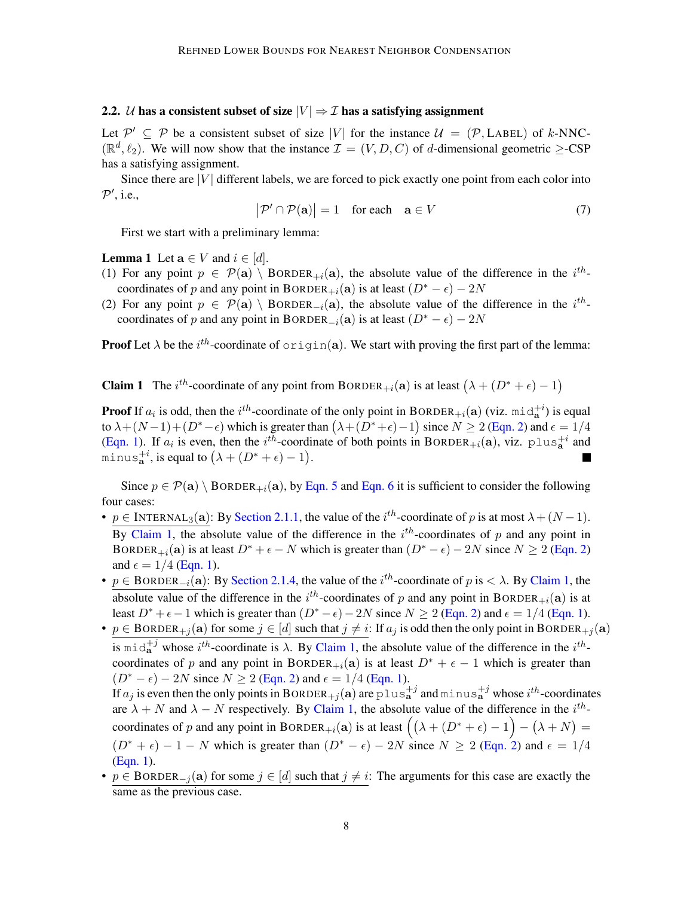### 2.2. $\mathcal{U}$ has a consistent subset of size $|V| \Rightarrow \mathcal{I}$ has a satisfying assignment

Let $\mathcal{P}' \subseteq \mathcal{P}$ be a consistent subset of size $|V|$ for the instance $\mathcal{U} = (\mathcal{P}, \text{LABEL})$ of $k$-NNC-$(\mathbb{R}^d, \ell_2)$. We will now show that the instance $\mathcal{I} = (V, D, C)$ of $d$-dimensional geometric $\geq$-CSP has a satisfying assignment.

Since there are $|V|$ different labels, we are forced to pick exactly one point from each color into $\mathcal{P}'$, i.e.,

$$\big|\mathcal{P}' \cap \mathcal{P}(\mathbf{a})\big| = 1 \quad \text{for each} \quad \mathbf{a} \in V \tag{7}$$

First we start with a preliminary lemma:

**Lemma 1** Let $\mathbf{a} \in V$ and $i \in [d]$.
(1) For any point $p \in \mathcal{P}(\mathbf{a}) \setminus \text{BORDER}_{+i}(\mathbf{a})$, the absolute value of the difference in the $i^{th}$-coordinates of $p$ and any point in $\text{BORDER}_{+i}(\mathbf{a})$ is at least $(D^* - \epsilon) - 2N$
(2) For any point $p \in \mathcal{P}(\mathbf{a}) \setminus \text{BORDER}_{-i}(\mathbf{a})$, the absolute value of the difference in the $i^{th}$-coordinates of $p$ and any point in $\text{BORDER}_{-i}(\mathbf{a})$ is at least $(D^* - \epsilon) - 2N$

**Proof** Let $\lambda$ be the $i^{th}$-coordinate of $\texttt{origin}(\mathbf{a})$. We start with proving the first part of the lemma:

**Claim 1** The $i^{th}$-coordinate of any point from $\text{BORDER}_{+i}(\mathbf{a})$ is at least $\big(\lambda + (D^* + \epsilon) - 1\big)$

**Proof** If $a_i$ is odd, then the $i^{th}$-coordinate of the only point in $\text{BORDER}_{+i}(\mathbf{a})$ (viz. $\texttt{mid}_{\mathbf{a}}^{+i}$) is equal to $\lambda + (N-1) + (D^* - \epsilon)$ which is greater than $\big(\lambda + (D^* + \epsilon) - 1\big)$ since $N \geq 2$ (Eqn. 2) and $\epsilon = 1/4$ (Eqn. 1). If $a_i$ is even, then the $i^{th}$-coordinate of both points in $\text{BORDER}_{+i}(\mathbf{a})$, viz. $\texttt{plus}_{\mathbf{a}}^{+i}$ and $\texttt{minus}_{\mathbf{a}}^{+i}$, is equal to $\big(\lambda + (D^* + \epsilon) - 1\big)$. ■

Since $p \in \mathcal{P}(\mathbf{a}) \setminus \text{BORDER}_{+i}(\mathbf{a})$, by Eqn. 5 and Eqn. 6 it is sufficient to consider the following four cases:

- $p \in \text{INTERNAL}_3(\mathbf{a})$: By Section 2.1.1, the value of the $i^{th}$-coordinate of $p$ is at most $\lambda + (N-1)$. By Claim 1, the absolute value of the difference in the $i^{th}$-coordinates of $p$ and any point in $\text{BORDER}_{+i}(\mathbf{a})$ is at least $D^* + \epsilon - N$ which is greater than $(D^* - \epsilon) - 2N$ since $N \geq 2$ (Eqn. 2) and $\epsilon = 1/4$ (Eqn. 1).
- $p \in \text{BORDER}_{-i}(\mathbf{a})$: By Section 2.1.4, the value of the $i^{th}$-coordinate of $p$ is $< \lambda$. By Claim 1, the absolute value of the difference in the $i^{th}$-coordinates of $p$ and any point in $\text{BORDER}_{+i}(\mathbf{a})$ is at least $D^* + \epsilon - 1$ which is greater than $(D^* - \epsilon) - 2N$ since $N \geq 2$ (Eqn. 2) and $\epsilon = 1/4$ (Eqn. 1).
- $p \in \text{BORDER}_{+j}(\mathbf{a})$ for some $j \in [d]$ such that $j \neq i$: If $a_j$ is odd then the only point in $\text{BORDER}_{+j}(\mathbf{a})$ is $\texttt{mid}_{\mathbf{a}}^{+j}$ whose $i^{th}$-coordinate is $\lambda$. By Claim 1, the absolute value of the difference in the $i^{th}$-coordinates of $p$ and any point in $\text{BORDER}_{+i}(\mathbf{a})$ is at least $D^* + \epsilon - 1$ which is greater than $(D^* - \epsilon) - 2N$ since $N \geq 2$ (Eqn. 2) and $\epsilon = 1/4$ (Eqn. 1).
  If $a_j$ is even then the only points in $\text{BORDER}_{+j}(\mathbf{a})$ are $\texttt{plus}_{\mathbf{a}}^{+j}$ and $\texttt{minus}_{\mathbf{a}}^{+j}$ whose $i^{th}$-coordinates are $\lambda + N$ and $\lambda - N$ respectively. By Claim 1, the absolute value of the difference in the $i^{th}$-coordinates of $p$ and any point in $\text{BORDER}_{+i}(\mathbf{a})$ is at least $\Big(\big(\lambda + (D^* + \epsilon) - 1\big) - \big(\lambda + N\big)\Big) = (D^* + \epsilon) - 1 - N$ which is greater than $(D^* - \epsilon) - 2N$ since $N \geq 2$ (Eqn. 2) and $\epsilon = 1/4$ (Eqn. 1).
- $p \in \text{BORDER}_{-j}(\mathbf{a})$ for some $j \in [d]$ such that $j \neq i$: The arguments for this case are exactly the same as the previous case.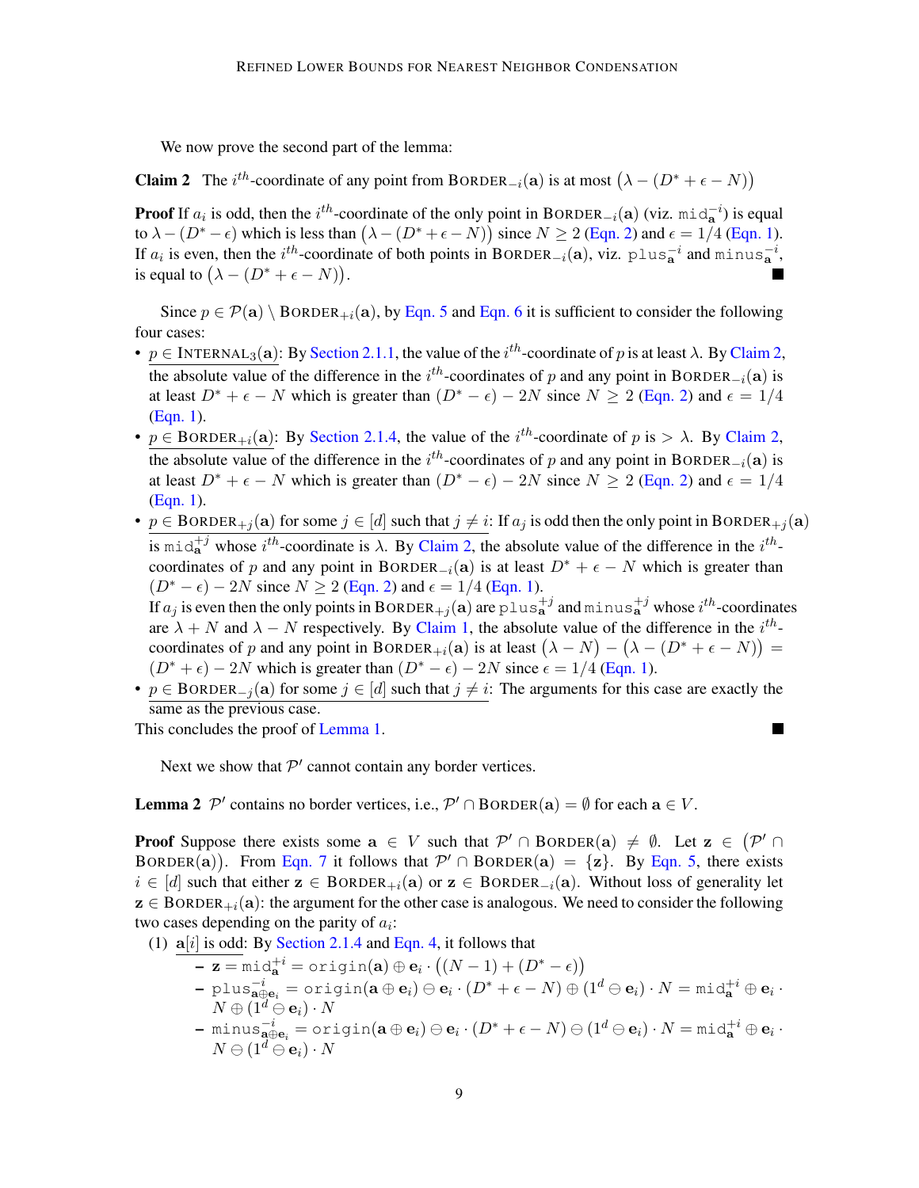We now prove the second part of the lemma:

**Claim 2** The $i^{th}$-coordinate of any point from $\text{BORDER}_{-i}(\mathbf{a})$ is at most $\big(\lambda - (D^* + \epsilon - N)\big)$

**Proof** If $a_i$ is odd, then the $i^{th}$-coordinate of the only point in $\text{BORDER}_{-i}(\mathbf{a})$ (viz. $\mathtt{mid}_{\mathbf{a}}^{-i}$) is equal to $\lambda - (D^* - \epsilon)$ which is less than $\big(\lambda - (D^* + \epsilon - N)\big)$ since $N \geq 2$ (Eqn. 2) and $\epsilon = 1/4$ (Eqn. 1). If $a_i$ is even, then the $i^{th}$-coordinate of both points in $\text{BORDER}_{-i}(\mathbf{a})$, viz. $\mathtt{plus}_{\mathbf{a}}^{-i}$ and $\mathtt{minus}_{\mathbf{a}}^{-i}$, is equal to $\big(\lambda - (D^* + \epsilon - N)\big)$. ■

Since $p \in \mathcal{P}(\mathbf{a}) \setminus \text{BORDER}_{+i}(\mathbf{a})$, by Eqn. 5 and Eqn. 6 it is sufficient to consider the following four cases:

- $p \in \text{INTERNAL}_3(\mathbf{a})$: By Section 2.1.1, the value of the $i^{th}$-coordinate of $p$ is at least $\lambda$. By Claim 2, the absolute value of the difference in the $i^{th}$-coordinates of $p$ and any point in $\text{BORDER}_{-i}(\mathbf{a})$ is at least $D^* + \epsilon - N$ which is greater than $(D^* - \epsilon) - 2N$ since $N \geq 2$ (Eqn. 2) and $\epsilon = 1/4$ (Eqn. 1).
- $p \in \text{BORDER}_{+i}(\mathbf{a})$: By Section 2.1.4, the value of the $i^{th}$-coordinate of $p$ is $> \lambda$. By Claim 2, the absolute value of the difference in the $i^{th}$-coordinates of $p$ and any point in $\text{BORDER}_{-i}(\mathbf{a})$ is at least $D^* + \epsilon - N$ which is greater than $(D^* - \epsilon) - 2N$ since $N \geq 2$ (Eqn. 2) and $\epsilon = 1/4$ (Eqn. 1).
- $p \in \text{BORDER}_{+j}(\mathbf{a})$ for some $j \in [d]$ such that $j \neq i$: If $a_j$ is odd then the only point in $\text{BORDER}_{+j}(\mathbf{a})$ is $\mathtt{mid}_{\mathbf{a}}^{+j}$ whose $i^{th}$-coordinate is $\lambda$. By Claim 2, the absolute value of the difference in the $i^{th}$-coordinates of $p$ and any point in $\text{BORDER}_{-i}(\mathbf{a})$ is at least $D^* + \epsilon - N$ which is greater than $(D^* - \epsilon) - 2N$ since $N \geq 2$ (Eqn. 2) and $\epsilon = 1/4$ (Eqn. 1).
  If $a_j$ is even then the only points in $\text{BORDER}_{+j}(\mathbf{a})$ are $\mathtt{plus}_{\mathbf{a}}^{+j}$ and $\mathtt{minus}_{\mathbf{a}}^{+j}$ whose $i^{th}$-coordinates are $\lambda + N$ and $\lambda - N$ respectively. By Claim 1, the absolute value of the difference in the $i^{th}$-coordinates of $p$ and any point in $\text{BORDER}_{+i}(\mathbf{a})$ is at least $\big(\lambda - N\big) - \big(\lambda - (D^* + \epsilon - N)\big) = (D^* + \epsilon) - 2N$ which is greater than $(D^* - \epsilon) - 2N$ since $\epsilon = 1/4$ (Eqn. 1).
- $p \in \text{BORDER}_{-j}(\mathbf{a})$ for some $j \in [d]$ such that $j \neq i$: The arguments for this case are exactly the same as the previous case.

This concludes the proof of Lemma 1. ■

Next we show that $\mathcal{P}'$ cannot contain any border vertices.

**Lemma 2** $\mathcal{P}'$ contains no border vertices, i.e., $\mathcal{P}' \cap \text{BORDER}(\mathbf{a}) = \emptyset$ for each $\mathbf{a} \in V$.

**Proof** Suppose there exists some $\mathbf{a} \in V$ such that $\mathcal{P}' \cap \text{BORDER}(\mathbf{a}) \neq \emptyset$. Let $\mathbf{z} \in \big(\mathcal{P}' \cap \text{BORDER}(\mathbf{a})\big)$. From Eqn. 7 it follows that $\mathcal{P}' \cap \text{BORDER}(\mathbf{a}) = \{\mathbf{z}\}$. By Eqn. 5, there exists $i \in [d]$ such that either $\mathbf{z} \in \text{BORDER}_{+i}(\mathbf{a})$ or $\mathbf{z} \in \text{BORDER}_{-i}(\mathbf{a})$. Without loss of generality let $\mathbf{z} \in \text{BORDER}_{+i}(\mathbf{a})$: the argument for the other case is analogous. We need to consider the following two cases depending on the parity of $a_i$:

(1) $\mathbf{a}[i]$ is odd: By Section 2.1.4 and Eqn. 4, it follows that

- $\mathbf{z} = \mathtt{mid}_{\mathbf{a}}^{+i} = \mathtt{origin}(\mathbf{a}) \oplus \mathbf{e}_i \cdot \big((N-1) + (D^* - \epsilon)\big)$
- $\mathtt{plus}_{\mathbf{a}\oplus\mathbf{e}_i}^{-i} = \mathtt{origin}(\mathbf{a} \oplus \mathbf{e}_i) \ominus \mathbf{e}_i \cdot (D^* + \epsilon - N) \oplus (1^d \ominus \mathbf{e}_i) \cdot N = \mathtt{mid}_{\mathbf{a}}^{+i} \oplus \mathbf{e}_i \cdot N \oplus (1^d \ominus \mathbf{e}_i) \cdot N$
- $\mathtt{minus}_{\mathbf{a}\oplus\mathbf{e}_i}^{-i} = \mathtt{origin}(\mathbf{a} \oplus \mathbf{e}_i) \ominus \mathbf{e}_i \cdot (D^* + \epsilon - N) \ominus (1^d \ominus \mathbf{e}_i) \cdot N = \mathtt{mid}_{\mathbf{a}}^{+i} \oplus \mathbf{e}_i \cdot N \ominus (1^d \ominus \mathbf{e}_i) \cdot N$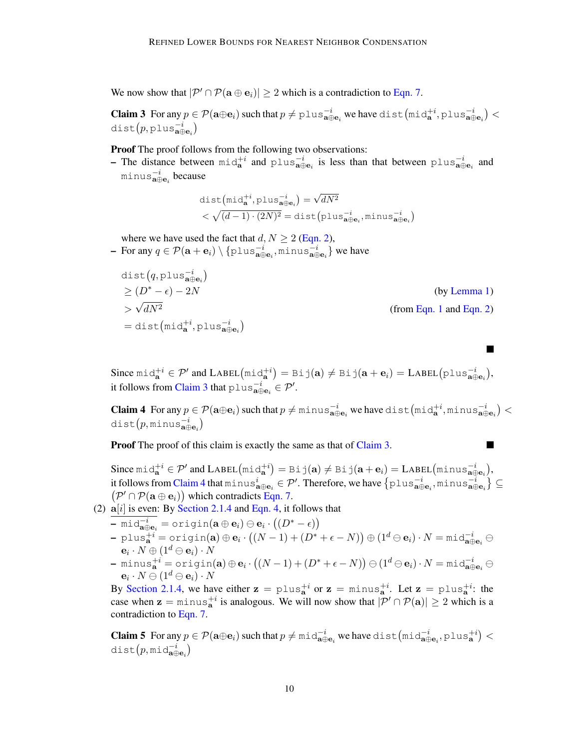We now show that $|\mathcal{P}' \cap \mathcal{P}(\mathbf{a} \oplus \mathbf{e}_i)| \geq 2$ which is a contradiction to Eqn. 7.

**Claim 3** For any $p \in \mathcal{P}(\mathbf{a}\oplus\mathbf{e}_i)$ such that $p \neq \mathtt{plus}^{-i}_{\mathbf{a}\oplus\mathbf{e}_i}$ we have $\mathtt{dist}\left(\mathtt{mid}^{+i}_{\mathbf{a}}, \mathtt{plus}^{-i}_{\mathbf{a}\oplus\mathbf{e}_i}\right) < \mathtt{dist}\left(p, \mathtt{plus}^{-i}_{\mathbf{a}\oplus\mathbf{e}_i}\right)$

**Proof** The proof follows from the following two observations:

– The distance between $\mathtt{mid}^{+i}_{\mathbf{a}}$ and $\mathtt{plus}^{-i}_{\mathbf{a}\oplus\mathbf{e}_i}$ is less than that between $\mathtt{plus}^{-i}_{\mathbf{a}\oplus\mathbf{e}_i}$ and $\mathtt{minus}^{-i}_{\mathbf{a}\oplus\mathbf{e}_i}$ because

$$\begin{aligned}\mathtt{dist}\left(\mathtt{mid}^{+i}_{\mathbf{a}}, \mathtt{plus}^{-i}_{\mathbf{a}\oplus\mathbf{e}_i}\right) &= \sqrt{dN^2}\\ &< \sqrt{(d-1)\cdot(2N)^2} = \mathtt{dist}\left(\mathtt{plus}^{-i}_{\mathbf{a}\oplus\mathbf{e}_i}, \mathtt{minus}^{-i}_{\mathbf{a}\oplus\mathbf{e}_i}\right)\end{aligned}$$

  where we have used the fact that $d, N \geq 2$ (Eqn. 2),

– For any $q \in \mathcal{P}(\mathbf{a}+\mathbf{e}_i) \setminus \{\mathtt{plus}^{-i}_{\mathbf{a}\oplus\mathbf{e}_i}, \mathtt{minus}^{-i}_{\mathbf{a}\oplus\mathbf{e}_i}\}$ we have

$$\begin{aligned}&\mathtt{dist}\left(q, \mathtt{plus}^{-i}_{\mathbf{a}\oplus\mathbf{e}_i}\right)\\ &\geq (D^* - \epsilon) - 2N && \text{(by Lemma 1)}\\ &> \sqrt{dN^2} && \text{(from Eqn. 1 and Eqn. 2)}\\ &= \mathtt{dist}\left(\mathtt{mid}^{+i}_{\mathbf{a}}, \mathtt{plus}^{-i}_{\mathbf{a}\oplus\mathbf{e}_i}\right)\end{aligned}$$

■

Since $\mathtt{mid}^{+i}_{\mathbf{a}} \in \mathcal{P}'$ and $\textsc{Label}\left(\mathtt{mid}^{+i}_{\mathbf{a}}\right) = \mathtt{Bij}(\mathbf{a}) \neq \mathtt{Bij}(\mathbf{a}+\mathbf{e}_i) = \textsc{Label}\left(\mathtt{plus}^{-i}_{\mathbf{a}\oplus\mathbf{e}_i}\right)$, it follows from Claim 3 that $\mathtt{plus}^{-i}_{\mathbf{a}\oplus\mathbf{e}_i} \in \mathcal{P}'$.

**Claim 4** For any $p \in \mathcal{P}(\mathbf{a}\oplus\mathbf{e}_i)$ such that $p \neq \mathtt{minus}^{-i}_{\mathbf{a}\oplus\mathbf{e}_i}$ we have $\mathtt{dist}\left(\mathtt{mid}^{+i}_{\mathbf{a}}, \mathtt{minus}^{-i}_{\mathbf{a}\oplus\mathbf{e}_i}\right) < \mathtt{dist}\left(p, \mathtt{minus}^{-i}_{\mathbf{a}\oplus\mathbf{e}_i}\right)$

**Proof** The proof of this claim is exactly the same as that of Claim 3. ■

Since $\mathtt{mid}^{+i}_{\mathbf{a}} \in \mathcal{P}'$ and $\textsc{Label}\left(\mathtt{mid}^{+i}_{\mathbf{a}}\right) = \mathtt{Bij}(\mathbf{a}) \neq \mathtt{Bij}(\mathbf{a}+\mathbf{e}_i) = \textsc{Label}\left(\mathtt{minus}^{-i}_{\mathbf{a}\oplus\mathbf{e}_i}\right)$, it follows from Claim 4 that $\mathtt{minus}^{i}_{\mathbf{a}\oplus\mathbf{e}_i} \in \mathcal{P}'$. Therefore, we have $\left\{\mathtt{plus}^{-i}_{\mathbf{a}\oplus\mathbf{e}_i}, \mathtt{minus}^{-i}_{\mathbf{a}\oplus\mathbf{e}_i}\right\} \subseteq \left(\mathcal{P}' \cap \mathcal{P}(\mathbf{a}\oplus\mathbf{e}_i)\right)$ which contradicts Eqn. 7.

(2) $\mathbf{a}[i]$ is even: By Section 2.1.4 and Eqn. 4, it follows that

– $\mathtt{mid}^{-i}_{\mathbf{a}\oplus\mathbf{e}_i} = \mathtt{origin}(\mathbf{a}\oplus\mathbf{e}_i) \ominus \mathbf{e}_i \cdot \left((D^* - \epsilon)\right)$

– $\mathtt{plus}^{+i}_{\mathbf{a}} = \mathtt{origin}(\mathbf{a}) \oplus \mathbf{e}_i \cdot \left((N-1) + (D^* + \epsilon - N)\right) \oplus (1^d \ominus \mathbf{e}_i) \cdot N = \mathtt{mid}^{-i}_{\mathbf{a}\oplus\mathbf{e}_i} \ominus \mathbf{e}_i \cdot N \oplus (1^d \ominus \mathbf{e}_i) \cdot N$

– $\mathtt{minus}^{+i}_{\mathbf{a}} = \mathtt{origin}(\mathbf{a}) \oplus \mathbf{e}_i \cdot \left((N-1) + (D^* + \epsilon - N)\right) \ominus (1^d \ominus \mathbf{e}_i) \cdot N = \mathtt{mid}^{-i}_{\mathbf{a}\oplus\mathbf{e}_i} \ominus \mathbf{e}_i \cdot N \ominus (1^d \ominus \mathbf{e}_i) \cdot N$

By Section 2.1.4, we have either $\mathbf{z} = \mathtt{plus}^{+i}_{\mathbf{a}}$ or $\mathbf{z} = \mathtt{minus}^{+i}_{\mathbf{a}}$. Let $\mathbf{z} = \mathtt{plus}^{+i}_{\mathbf{a}}$: the case when $\mathbf{z} = \mathtt{minus}^{+i}_{\mathbf{a}}$ is analogous. We will now show that $|\mathcal{P}' \cap \mathcal{P}(\mathbf{a})| \geq 2$ which is a contradiction to Eqn. 7.

**Claim 5** For any $p \in \mathcal{P}(\mathbf{a}\oplus\mathbf{e}_i)$ such that $p \neq \mathtt{mid}^{-i}_{\mathbf{a}\oplus\mathbf{e}_i}$ we have $\mathtt{dist}\left(\mathtt{mid}^{-i}_{\mathbf{a}\oplus\mathbf{e}_i}, \mathtt{plus}^{+i}_{\mathbf{a}}\right) < \mathtt{dist}\left(p, \mathtt{mid}^{-i}_{\mathbf{a}\oplus\mathbf{e}_i}\right)$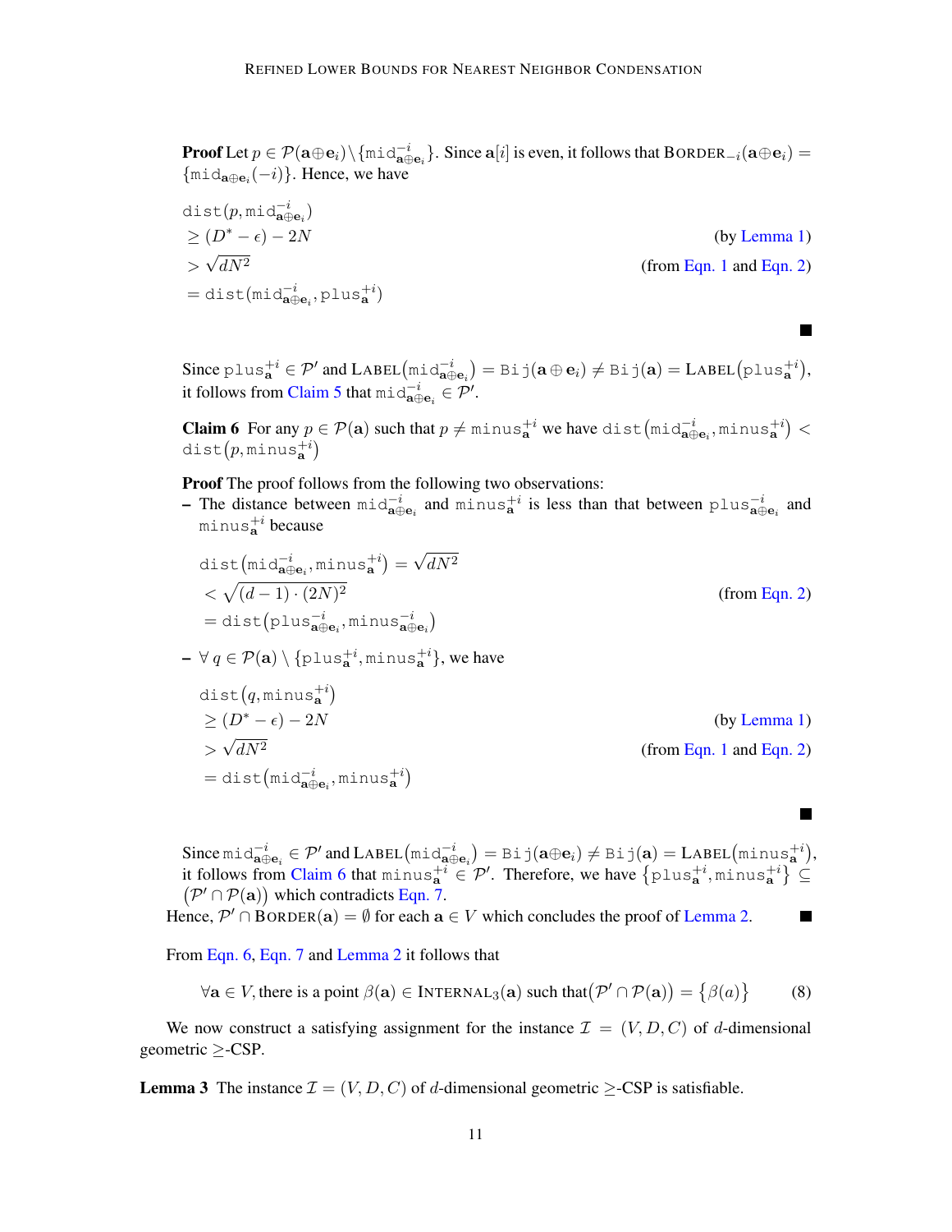**Proof** Let $p \in \mathcal{P}(\mathbf{a}\oplus\mathbf{e}_i)\setminus\{\texttt{mid}^{-i}_{\mathbf{a}\oplus\mathbf{e}_i}\}$. Since $\mathbf{a}[i]$ is even, it follows that $\text{BORDER}_{-i}(\mathbf{a}\oplus\mathbf{e}_i) = \{\texttt{mid}_{\mathbf{a}\oplus\mathbf{e}_i}(-i)\}$. Hence, we have

$$
\begin{aligned}
&\texttt{dist}(p, \texttt{mid}^{-i}_{\mathbf{a}\oplus\mathbf{e}_i}) \\
&\geq (D^* - \epsilon) - 2N && \text{(by Lemma 1)} \\
&> \sqrt{dN^2} && \text{(from Eqn. 1 and Eqn. 2)} \\
&= \texttt{dist}(\texttt{mid}^{-i}_{\mathbf{a}\oplus\mathbf{e}_i}, \texttt{plus}^{+i}_{\mathbf{a}})
\end{aligned}
$$

■

Since $\texttt{plus}^{+i}_{\mathbf{a}} \in \mathcal{P}'$ and $\text{LABEL}\big(\texttt{mid}^{-i}_{\mathbf{a}\oplus\mathbf{e}_i}\big) = \texttt{Bij}(\mathbf{a}\oplus\mathbf{e}_i) \neq \texttt{Bij}(\mathbf{a}) = \text{LABEL}\big(\texttt{plus}^{+i}_{\mathbf{a}}\big)$, it follows from Claim 5 that $\texttt{mid}^{-i}_{\mathbf{a}\oplus\mathbf{e}_i} \in \mathcal{P}'$.

**Claim 6** For any $p \in \mathcal{P}(\mathbf{a})$ such that $p \neq \texttt{minus}^{+i}_{\mathbf{a}}$ we have $\texttt{dist}\big(\texttt{mid}^{-i}_{\mathbf{a}\oplus\mathbf{e}_i}, \texttt{minus}^{+i}_{\mathbf{a}}\big) < \texttt{dist}\big(p, \texttt{minus}^{+i}_{\mathbf{a}}\big)$

**Proof** The proof follows from the following two observations:

– The distance between $\texttt{mid}^{-i}_{\mathbf{a}\oplus\mathbf{e}_i}$ and $\texttt{minus}^{+i}_{\mathbf{a}}$ is less than that between $\texttt{plus}^{-i}_{\mathbf{a}\oplus\mathbf{e}_i}$ and $\texttt{minus}^{+i}_{\mathbf{a}}$ because

$$
\begin{aligned}
&\texttt{dist}\big(\texttt{mid}^{-i}_{\mathbf{a}\oplus\mathbf{e}_i}, \texttt{minus}^{+i}_{\mathbf{a}}\big) = \sqrt{dN^2} \\
&< \sqrt{(d-1)\cdot(2N)^2} && \text{(from Eqn. 2)} \\
&= \texttt{dist}\big(\texttt{plus}^{-i}_{\mathbf{a}\oplus\mathbf{e}_i}, \texttt{minus}^{-i}_{\mathbf{a}\oplus\mathbf{e}_i}\big)
\end{aligned}
$$

– $\forall\, q \in \mathcal{P}(\mathbf{a}) \setminus \{\texttt{plus}^{+i}_{\mathbf{a}}, \texttt{minus}^{+i}_{\mathbf{a}}\}$, we have

$$
\begin{aligned}
&\texttt{dist}\big(q, \texttt{minus}^{+i}_{\mathbf{a}}\big) \\
&\geq (D^* - \epsilon) - 2N && \text{(by Lemma 1)} \\
&> \sqrt{dN^2} && \text{(from Eqn. 1 and Eqn. 2)} \\
&= \texttt{dist}\big(\texttt{mid}^{-i}_{\mathbf{a}\oplus\mathbf{e}_i}, \texttt{minus}^{+i}_{\mathbf{a}}\big)
\end{aligned}
$$

■

Since $\texttt{mid}^{-i}_{\mathbf{a}\oplus\mathbf{e}_i} \in \mathcal{P}'$ and $\text{LABEL}\big(\texttt{mid}^{-i}_{\mathbf{a}\oplus\mathbf{e}_i}\big) = \texttt{Bij}(\mathbf{a}\oplus\mathbf{e}_i) \neq \texttt{Bij}(\mathbf{a}) = \text{LABEL}\big(\texttt{minus}^{+i}_{\mathbf{a}}\big)$, it follows from Claim 6 that $\texttt{minus}^{+i}_{\mathbf{a}} \in \mathcal{P}'$. Therefore, we have $\big\{\texttt{plus}^{+i}_{\mathbf{a}}, \texttt{minus}^{+i}_{\mathbf{a}}\big\} \subseteq \big(\mathcal{P}' \cap \mathcal{P}(\mathbf{a})\big)$ which contradicts Eqn. 7.

Hence, $\mathcal{P}' \cap \text{BORDER}(\mathbf{a}) = \emptyset$ for each $\mathbf{a} \in V$ which concludes the proof of Lemma 2. ■

From Eqn. 6, Eqn. 7 and Lemma 2 it follows that

$$
\forall \mathbf{a} \in V, \text{there is a point } \beta(\mathbf{a}) \in \text{INTERNAL}_3(\mathbf{a}) \text{ such that} \big(\mathcal{P}' \cap \mathcal{P}(\mathbf{a})\big) = \big\{\beta(a)\big\} \tag{8}
$$

We now construct a satisfying assignment for the instance $\mathcal{I} = (V, D, C)$ of $d$-dimensional geometric $\geq$-CSP.

**Lemma 3** The instance $\mathcal{I} = (V, D, C)$ of $d$-dimensional geometric $\geq$-CSP is satisfiable.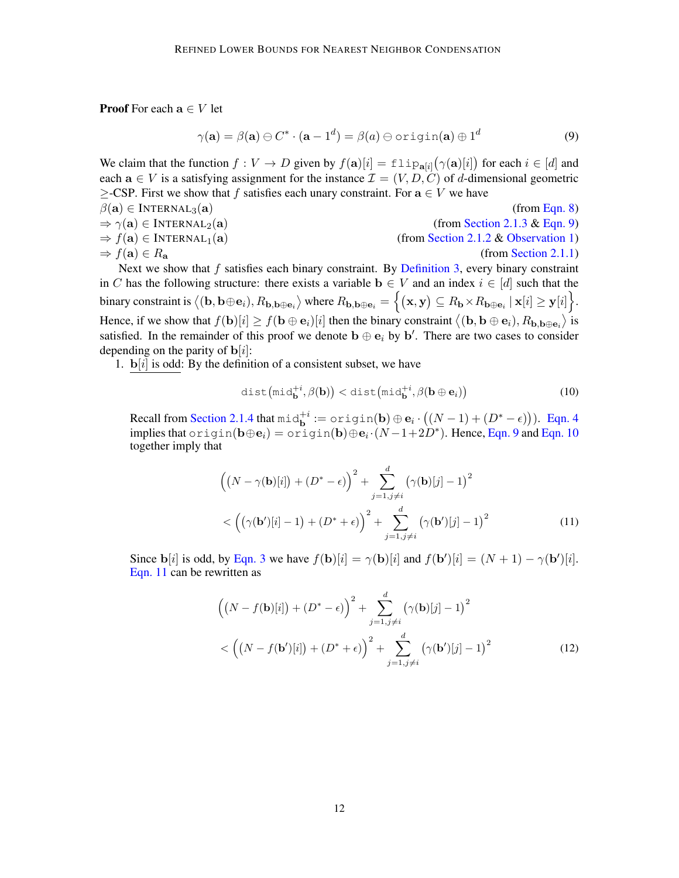**Proof** For each $\mathbf{a} \in V$ let

$$\gamma(\mathbf{a}) = \beta(\mathbf{a}) \ominus C^* \cdot (\mathbf{a} - 1^d) = \beta(a) \ominus \texttt{origin}(\mathbf{a}) \oplus 1^d \tag{9}$$

We claim that the function $f : V \to D$ given by $f(\mathbf{a})[i] = \texttt{flip}_{\mathbf{a}[i]}\big(\gamma(\mathbf{a})[i]\big)$ for each $i \in [d]$ and each $\mathbf{a} \in V$ is a satisfying assignment for the instance $\mathcal{I} = (V, D, C)$ of $d$-dimensional geometric $\geq$-CSP. First we show that $f$ satisfies each unary constraint. For $\mathbf{a} \in V$ we have

$\beta(\mathbf{a}) \in \text{INTERNAL}_3(\mathbf{a})$ (from Eqn. 8)

$\Rightarrow \gamma(\mathbf{a}) \in \text{INTERNAL}_2(\mathbf{a})$ (from Section 2.1.3 & Eqn. 9)

$\Rightarrow f(\mathbf{a}) \in \text{INTERNAL}_1(\mathbf{a})$ (from Section 2.1.2 & Observation 1)

$\Rightarrow f(\mathbf{a}) \in R_{\mathbf{a}}$ (from Section 2.1.1)

Next we show that $f$ satisfies each binary constraint. By Definition 3, every binary constraint in $C$ has the following structure: there exists a variable $\mathbf{b} \in V$ and an index $i \in [d]$ such that the binary constraint is $\big\langle(\mathbf{b}, \mathbf{b}\oplus\mathbf{e}_i), R_{\mathbf{b},\mathbf{b}\oplus\mathbf{e}_i}\big\rangle$ where $R_{\mathbf{b},\mathbf{b}\oplus\mathbf{e}_i} = \Big\{(\mathbf{x}, \mathbf{y}) \subseteq R_{\mathbf{b}} \times R_{\mathbf{b}\oplus\mathbf{e}_i} \mid \mathbf{x}[i] \geq \mathbf{y}[i]\Big\}$. Hence, if we show that $f(\mathbf{b})[i] \geq f(\mathbf{b} \oplus \mathbf{e}_i)[i]$ then the binary constraint $\big\langle(\mathbf{b}, \mathbf{b} \oplus \mathbf{e}_i), R_{\mathbf{b},\mathbf{b}\oplus\mathbf{e}_i}\big\rangle$ is satisfied. In the remainder of this proof we denote $\mathbf{b} \oplus \mathbf{e}_i$ by $\mathbf{b}'$. There are two cases to consider depending on the parity of $\mathbf{b}[i]$:

1. <u>$\mathbf{b}[i]$ is odd</u>: By the definition of a consistent subset, we have

$$\texttt{dist}\big(\texttt{mid}_{\mathbf{b}}^{+i}, \beta(\mathbf{b})\big) < \texttt{dist}\big(\texttt{mid}_{\mathbf{b}}^{+i}, \beta(\mathbf{b} \oplus \mathbf{e}_i)\big) \tag{10}$$

Recall from Section 2.1.4 that $\texttt{mid}_{\mathbf{b}}^{+i} := \texttt{origin}(\mathbf{b}) \oplus \mathbf{e}_i \cdot \big((N-1) + (D^* - \epsilon)\big)$. Eqn. 4 implies that $\texttt{origin}(\mathbf{b}\oplus\mathbf{e}_i) = \texttt{origin}(\mathbf{b})\oplus\mathbf{e}_i\cdot(N-1+2D^*)$. Hence, Eqn. 9 and Eqn. 10 together imply that

$$\begin{aligned}
&\Big(\big(N - \gamma(\mathbf{b})[i]\big) + (D^* - \epsilon)\Big)^2 + \sum_{j=1, j\neq i}^{d} \big(\gamma(\mathbf{b})[j] - 1\big)^2 \\
&< \Big(\big(\gamma(\mathbf{b}')[i] - 1\big) + (D^* + \epsilon)\Big)^2 + \sum_{j=1, j\neq i}^{d} \big(\gamma(\mathbf{b}')[j] - 1\big)^2
\end{aligned} \tag{11}$$

Since $\mathbf{b}[i]$ is odd, by Eqn. 3 we have $f(\mathbf{b})[i] = \gamma(\mathbf{b})[i]$ and $f(\mathbf{b}')[i] = (N+1) - \gamma(\mathbf{b}')[i]$. Eqn. 11 can be rewritten as

$$\begin{aligned}
&\Big(\big(N - f(\mathbf{b})[i]\big) + (D^* - \epsilon)\Big)^2 + \sum_{j=1, j\neq i}^{d} \big(\gamma(\mathbf{b})[j] - 1\big)^2 \\
&< \Big(\big(N - f(\mathbf{b}')[i]\big) + (D^* + \epsilon)\Big)^2 + \sum_{j=1, j\neq i}^{d} \big(\gamma(\mathbf{b}')[j] - 1\big)^2
\end{aligned} \tag{12}$$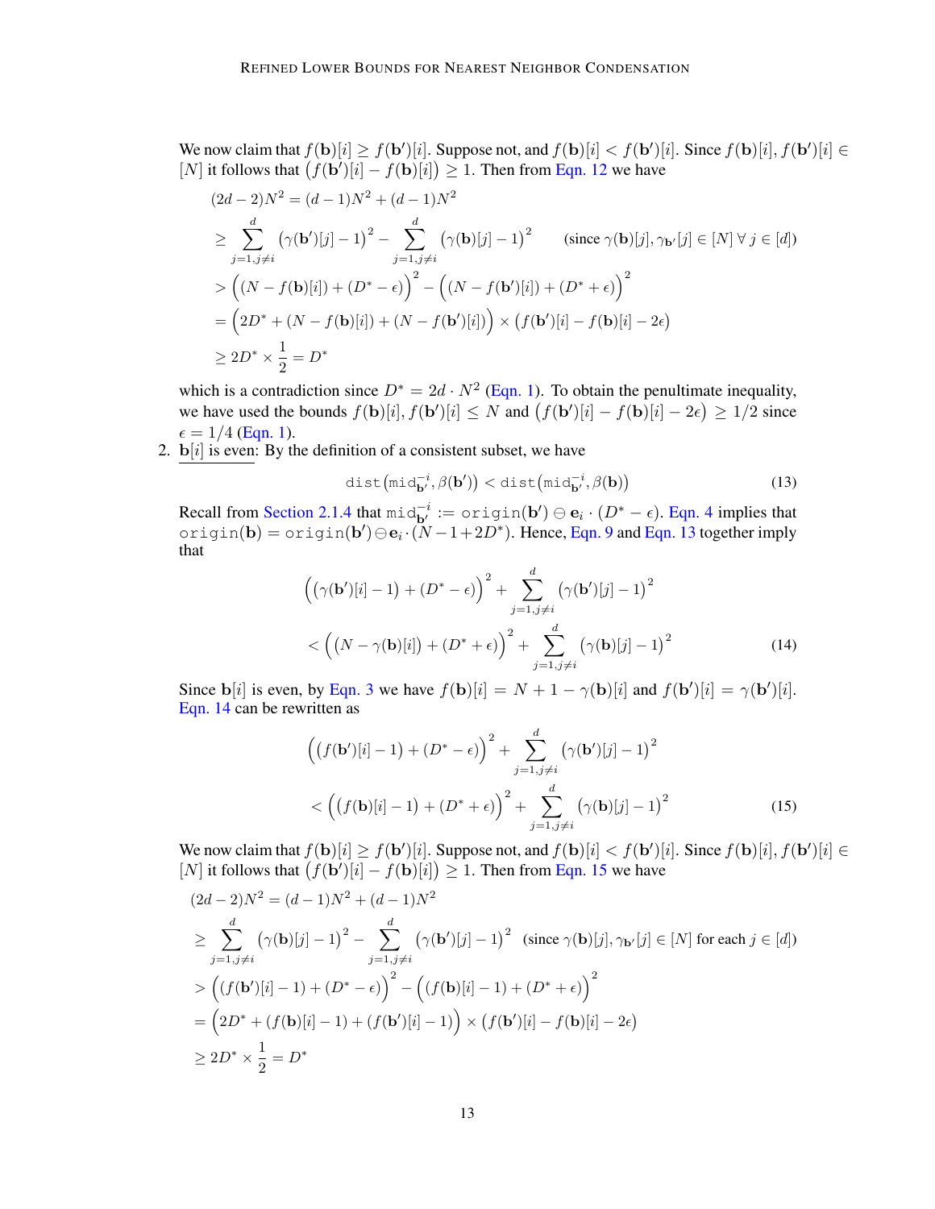We now claim that $f(\mathbf{b})[i] \geq f(\mathbf{b}')[i]$. Suppose not, and $f(\mathbf{b})[i] < f(\mathbf{b}')[i]$. Since $f(\mathbf{b})[i], f(\mathbf{b}')[i] \in [N]$ it follows that $\big(f(\mathbf{b}')[i] - f(\mathbf{b})[i]\big) \geq 1$. Then from Eqn. 12 we have

$$
\begin{aligned}
&(2d-2)N^2 = (d-1)N^2 + (d-1)N^2 \\
&\geq \sum_{j=1, j\neq i}^{d} \big(\gamma(\mathbf{b}')[j] - 1\big)^2 - \sum_{j=1, j\neq i}^{d} \big(\gamma(\mathbf{b})[j] - 1\big)^2 \qquad (\text{since } \gamma(\mathbf{b})[j], \gamma_{\mathbf{b}'}[j] \in [N]\ \forall\ j \in [d]) \\
&> \Big(\big(N - f(\mathbf{b})[i]\big) + (D^* - \epsilon)\Big)^2 - \Big(\big(N - f(\mathbf{b}')[i]\big) + (D^* + \epsilon)\Big)^2 \\
&= \Big(2D^* + \big(N - f(\mathbf{b})[i]\big) + \big(N - f(\mathbf{b}')[i]\big)\Big) \times \big(f(\mathbf{b}')[i] - f(\mathbf{b})[i] - 2\epsilon\big) \\
&\geq 2D^* \times \frac{1}{2} = D^*
\end{aligned}
$$

which is a contradiction since $D^* = 2d \cdot N^2$ (Eqn. 1). To obtain the penultimate inequality, we have used the bounds $f(\mathbf{b})[i], f(\mathbf{b}')[i] \leq N$ and $\big(f(\mathbf{b}')[i] - f(\mathbf{b})[i] - 2\epsilon\big) \geq 1/2$ since $\epsilon = 1/4$ (Eqn. 1).

2. $\underline{\mathbf{b}[i] \text{ is even}}$: By the definition of a consistent subset, we have

$$
\mathtt{dist}\big(\mathtt{mid}_{\mathbf{b}'}^{-i}, \beta(\mathbf{b}')\big) < \mathtt{dist}\big(\mathtt{mid}_{\mathbf{b}'}^{-i}, \beta(\mathbf{b})\big) \tag{13}
$$

Recall from Section 2.1.4 that $\mathtt{mid}_{\mathbf{b}'}^{-i} := \mathtt{origin}(\mathbf{b}') \ominus \mathbf{e}_i \cdot (D^* - \epsilon)$. Eqn. 4 implies that $\mathtt{origin}(\mathbf{b}) = \mathtt{origin}(\mathbf{b}') \ominus \mathbf{e}_i \cdot (N - 1 + 2D^*)$. Hence, Eqn. 9 and Eqn. 13 together imply that

$$
\begin{aligned}
&\Big(\big(\gamma(\mathbf{b}')[i] - 1\big) + (D^* - \epsilon)\Big)^2 + \sum_{j=1, j\neq i}^{d} \big(\gamma(\mathbf{b}')[j] - 1\big)^2 \\
&< \Big(\big(N - \gamma(\mathbf{b})[i]\big) + (D^* + \epsilon)\Big)^2 + \sum_{j=1, j\neq i}^{d} \big(\gamma(\mathbf{b})[j] - 1\big)^2
\end{aligned} \tag{14}
$$

Since $\mathbf{b}[i]$ is even, by Eqn. 3 we have $f(\mathbf{b})[i] = N + 1 - \gamma(\mathbf{b})[i]$ and $f(\mathbf{b}')[i] = \gamma(\mathbf{b}')[i]$. Eqn. 14 can be rewritten as

$$
\begin{aligned}
&\Big(\big(f(\mathbf{b}')[i] - 1\big) + (D^* - \epsilon)\Big)^2 + \sum_{j=1, j\neq i}^{d} \big(\gamma(\mathbf{b}')[j] - 1\big)^2 \\
&< \Big(\big(f(\mathbf{b})[i] - 1\big) + (D^* + \epsilon)\Big)^2 + \sum_{j=1, j\neq i}^{d} \big(\gamma(\mathbf{b})[j] - 1\big)^2
\end{aligned} \tag{15}
$$

We now claim that $f(\mathbf{b})[i] \geq f(\mathbf{b}')[i]$. Suppose not, and $f(\mathbf{b})[i] < f(\mathbf{b}')[i]$. Since $f(\mathbf{b})[i], f(\mathbf{b}')[i] \in [N]$ it follows that $\big(f(\mathbf{b}')[i] - f(\mathbf{b})[i]\big) \geq 1$. Then from Eqn. 15 we have

$$
\begin{aligned}
&(2d-2)N^2 = (d-1)N^2 + (d-1)N^2 \\
&\geq \sum_{j=1, j\neq i}^{d} \big(\gamma(\mathbf{b})[j] - 1\big)^2 - \sum_{j=1, j\neq i}^{d} \big(\gamma(\mathbf{b}')[j] - 1\big)^2 \quad (\text{since } \gamma(\mathbf{b})[j], \gamma_{\mathbf{b}'}[j] \in [N] \text{ for each } j \in [d]) \\
&> \Big(\big(f(\mathbf{b}')[i] - 1\big) + (D^* - \epsilon)\Big)^2 - \Big(\big(f(\mathbf{b})[i] - 1\big) + (D^* + \epsilon)\Big)^2 \\
&= \Big(2D^* + \big(f(\mathbf{b})[i] - 1\big) + \big(f(\mathbf{b}')[i] - 1\big)\Big) \times \big(f(\mathbf{b}')[i] - f(\mathbf{b})[i] - 2\epsilon\big) \\
&\geq 2D^* \times \frac{1}{2} = D^*
\end{aligned}
$$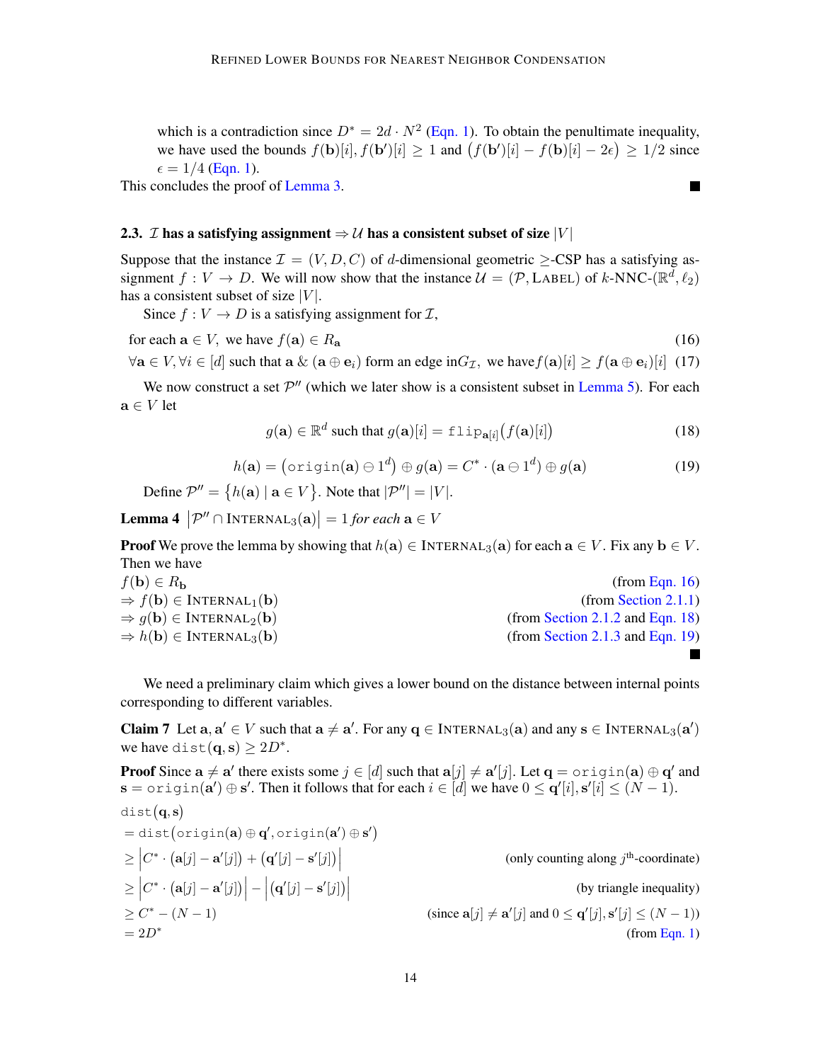which is a contradiction since $D^* = 2d \cdot N^2$ (Eqn. 1). To obtain the penultimate inequality, we have used the bounds $f(\mathbf{b})[i], f(\mathbf{b}')[i] \geq 1$ and $\big(f(\mathbf{b}')[i] - f(\mathbf{b})[i] - 2\epsilon\big) \geq 1/2$ since $\epsilon = 1/4$ (Eqn. 1).

This concludes the proof of Lemma 3. ■

### 2.3. $\mathcal{I}$ has a satisfying assignment $\Rightarrow \mathcal{U}$ has a consistent subset of size $|V|$

Suppose that the instance $\mathcal{I} = (V, D, C)$ of $d$-dimensional geometric $\geq$-CSP has a satisfying assignment $f : V \to D$. We will now show that the instance $\mathcal{U} = (\mathcal{P}, \textsc{Label})$ of $k$-NNC-$(\mathbb{R}^d, \ell_2)$ has a consistent subset of size $|V|$.

Since $f : V \to D$ is a satisfying assignment for $\mathcal{I}$,

$$\text{for each } \mathbf{a} \in V, \text{ we have } f(\mathbf{a}) \in R_{\mathbf{a}} \tag{16}$$

$$\forall \mathbf{a} \in V, \forall i \in [d] \text{ such that } \mathbf{a} \;\&\; (\mathbf{a} \oplus \mathbf{e}_i) \text{ form an edge in } G_{\mathcal{I}}, \text{ we have } f(\mathbf{a})[i] \geq f(\mathbf{a} \oplus \mathbf{e}_i)[i] \tag{17}$$

We now construct a set $\mathcal{P}''$ (which we later show is a consistent subset in Lemma 5). For each $\mathbf{a} \in V$ let

$$g(\mathbf{a}) \in \mathbb{R}^d \text{ such that } g(\mathbf{a})[i] = \texttt{flip}_{\mathbf{a}[i]}\big(f(\mathbf{a})[i]\big) \tag{18}$$

$$h(\mathbf{a}) = \big(\texttt{origin}(\mathbf{a}) \ominus 1^d\big) \oplus g(\mathbf{a}) = C^* \cdot (\mathbf{a} \ominus 1^d) \oplus g(\mathbf{a}) \tag{19}$$

Define $\mathcal{P}'' = \big\{h(\mathbf{a}) \mid \mathbf{a} \in V\big\}$. Note that $|\mathcal{P}''| = |V|$.

**Lemma 4** $\big|\mathcal{P}'' \cap \textsc{Internal}_3(\mathbf{a})\big| = 1$ *for each* $\mathbf{a} \in V$

**Proof** We prove the lemma by showing that $h(\mathbf{a}) \in \textsc{Internal}_3(\mathbf{a})$ for each $\mathbf{a} \in V$. Fix any $\mathbf{b} \in V$. Then we have

$f(\mathbf{b}) \in R_{\mathbf{b}}$ (from Eqn. 16)
$\Rightarrow f(\mathbf{b}) \in \textsc{Internal}_1(\mathbf{b})$ (from Section 2.1.1)
$\Rightarrow g(\mathbf{b}) \in \textsc{Internal}_2(\mathbf{b})$ (from Section 2.1.2 and Eqn. 18)
$\Rightarrow h(\mathbf{b}) \in \textsc{Internal}_3(\mathbf{b})$ (from Section 2.1.3 and Eqn. 19)

■

We need a preliminary claim which gives a lower bound on the distance between internal points corresponding to different variables.

**Claim 7** Let $\mathbf{a}, \mathbf{a}' \in V$ such that $\mathbf{a} \neq \mathbf{a}'$. For any $\mathbf{q} \in \textsc{Internal}_3(\mathbf{a})$ and any $\mathbf{s} \in \textsc{Internal}_3(\mathbf{a}')$ we have $\texttt{dist}(\mathbf{q}, \mathbf{s}) \geq 2D^*$.

**Proof** Since $\mathbf{a} \neq \mathbf{a}'$ there exists some $j \in [d]$ such that $\mathbf{a}[j] \neq \mathbf{a}'[j]$. Let $\mathbf{q} = \texttt{origin}(\mathbf{a}) \oplus \mathbf{q}'$ and $\mathbf{s} = \texttt{origin}(\mathbf{a}') \oplus \mathbf{s}'$. Then it follows that for each $i \in [d]$ we have $0 \leq \mathbf{q}'[i], \mathbf{s}'[i] \leq (N-1)$.

$\texttt{dist}(\mathbf{q}, \mathbf{s})$
$= \texttt{dist}\big(\texttt{origin}(\mathbf{a}) \oplus \mathbf{q}', \texttt{origin}(\mathbf{a}') \oplus \mathbf{s}'\big)$
$\geq \Big|C^* \cdot \big(\mathbf{a}[j] - \mathbf{a}'[j]\big) + \big(\mathbf{q}'[j] - \mathbf{s}'[j]\big)\Big|$ (only counting along $j^{\text{th}}$-coordinate)
$\geq \Big|C^* \cdot \big(\mathbf{a}[j] - \mathbf{a}'[j]\big)\Big| - \Big|\big(\mathbf{q}'[j] - \mathbf{s}'[j]\big)\Big|$ (by triangle inequality)
$\geq C^* - (N-1)$ (since $\mathbf{a}[j] \neq \mathbf{a}'[j]$ and $0 \leq \mathbf{q}'[j], \mathbf{s}'[j] \leq (N-1)$)
$= 2D^*$ (from Eqn. 1)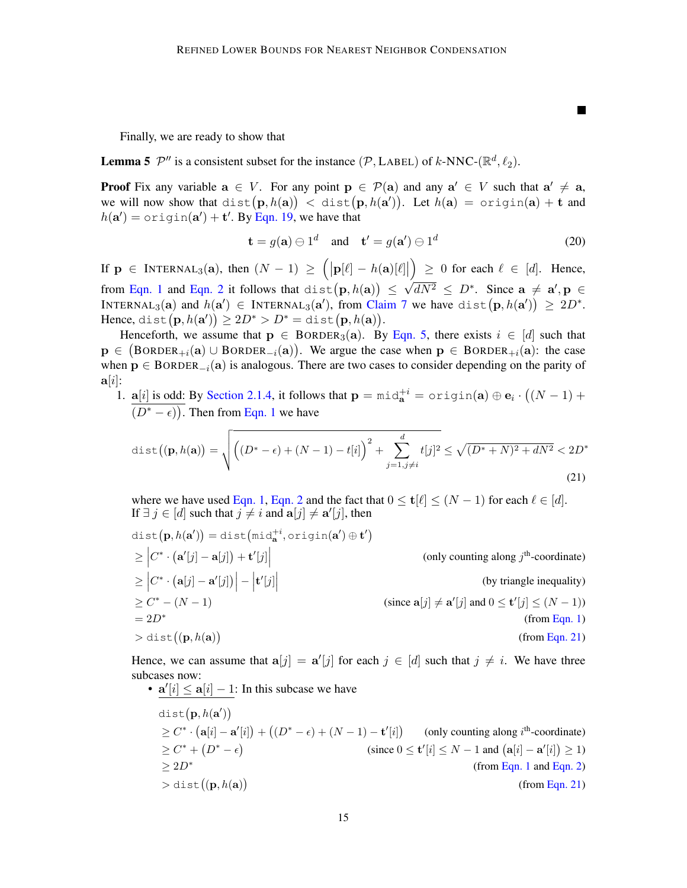■

Finally, we are ready to show that

**Lemma 5** $\mathcal{P}''$ is a consistent subset for the instance $(\mathcal{P}, \textsc{Label})$ of $k$-NNC-$(\mathbb{R}^d, \ell_2)$.

**Proof** Fix any variable $\mathbf{a} \in V$. For any point $\mathbf{p} \in \mathcal{P}(\mathbf{a})$ and any $\mathbf{a}' \in V$ such that $\mathbf{a}' \neq \mathbf{a}$, we will now show that $\texttt{dist}\big(\mathbf{p}, h(\mathbf{a})\big) < \texttt{dist}\big(\mathbf{p}, h(\mathbf{a}')\big)$. Let $h(\mathbf{a}) = \texttt{origin}(\mathbf{a}) + \mathbf{t}$ and $h(\mathbf{a}') = \texttt{origin}(\mathbf{a}') + \mathbf{t}'$. By Eqn. 19, we have that

$$\mathbf{t} = g(\mathbf{a}) \ominus 1^d \quad \text{and} \quad \mathbf{t}' = g(\mathbf{a}') \ominus 1^d \tag{20}$$

If $\mathbf{p} \in \textsc{Internal}_3(\mathbf{a})$, then $(N-1) \geq \Big(\big|\mathbf{p}[\ell] - h(\mathbf{a})[\ell]\big|\Big) \geq 0$ for each $\ell \in [d]$. Hence, from Eqn. 1 and Eqn. 2 it follows that $\texttt{dist}\big(\mathbf{p}, h(\mathbf{a})\big) \leq \sqrt{dN^2} \leq D^*$. Since $\mathbf{a} \neq \mathbf{a}', \mathbf{p} \in \textsc{Internal}_3(\mathbf{a})$ and $h(\mathbf{a}') \in \textsc{Internal}_3(\mathbf{a}')$, from Claim 7 we have $\texttt{dist}\big(\mathbf{p}, h(\mathbf{a}')\big) \geq 2D^*$. Hence, $\texttt{dist}\big(\mathbf{p}, h(\mathbf{a}')\big) \geq 2D^* > D^* = \texttt{dist}\big(\mathbf{p}, h(\mathbf{a})\big)$.

Henceforth, we assume that $\mathbf{p} \in \textsc{Border}_3(\mathbf{a})$. By Eqn. 5, there exists $i \in [d]$ such that $\mathbf{p} \in \big(\textsc{Border}_{+i}(\mathbf{a}) \cup \textsc{Border}_{-i}(\mathbf{a})\big)$. We argue the case when $\mathbf{p} \in \textsc{Border}_{+i}(\mathbf{a})$: the case when $\mathbf{p} \in \textsc{Border}_{-i}(\mathbf{a})$ is analogous. There are two cases to consider depending on the parity of $\mathbf{a}[i]$:

1. $\mathbf{a}[i]$ is odd: By Section 2.1.4, it follows that $\mathbf{p} = \texttt{mid}_{\mathbf{a}}^{+i} = \texttt{origin}(\mathbf{a}) \oplus \mathbf{e}_i \cdot \big((N-1) + (D^* - \epsilon)\big)$. Then from Eqn. 1 we have

$$\texttt{dist}\big((\mathbf{p}, h(\mathbf{a})\big) = \sqrt{\Big((D^* - \epsilon) + (N-1) - t[i]\Big)^2 + \sum_{j=1, j\neq i}^{d} t[j]^2} \leq \sqrt{(D^* + N)^2 + dN^2} < 2D^* \tag{21}$$

where we have used Eqn. 1, Eqn. 2 and the fact that $0 \leq \mathbf{t}[\ell] \leq (N-1)$ for each $\ell \in [d]$.
If $\exists\, j \in [d]$ such that $j \neq i$ and $\mathbf{a}[j] \neq \mathbf{a}'[j]$, then

$$\begin{aligned}
&\texttt{dist}\big(\mathbf{p}, h(\mathbf{a}')\big) = \texttt{dist}\big(\texttt{mid}_{\mathbf{a}}^{+i}, \texttt{origin}(\mathbf{a}') \oplus \mathbf{t}'\big) \\
&\geq \Big|C^* \cdot \big(\mathbf{a}'[j] - \mathbf{a}[j]\big) + \mathbf{t}'[j]\Big| && \text{(only counting along } j^{\text{th}}\text{-coordinate)} \\
&\geq \Big|C^* \cdot \big(\mathbf{a}[j] - \mathbf{a}'[j]\big)\Big| - \Big|\mathbf{t}'[j]\Big| && \text{(by triangle inequality)} \\
&\geq C^* - (N-1) && \text{(since } \mathbf{a}[j] \neq \mathbf{a}'[j] \text{ and } 0 \leq \mathbf{t}'[j] \leq (N-1)) \\
&= 2D^* && \text{(from Eqn. 1)} \\
&> \texttt{dist}\big((\mathbf{p}, h(\mathbf{a})\big) && \text{(from Eqn. 21)}
\end{aligned}$$

Hence, we can assume that $\mathbf{a}[j] = \mathbf{a}'[j]$ for each $j \in [d]$ such that $j \neq i$. We have three subcases now:

- $\mathbf{a}'[i] \leq \mathbf{a}[i] - 1$: In this subcase we have

$$\begin{aligned}
&\texttt{dist}\big(\mathbf{p}, h(\mathbf{a}')\big) \\
&\geq C^* \cdot \big(\mathbf{a}[i] - \mathbf{a}'[i]\big) + \big((D^* - \epsilon) + (N-1) - \mathbf{t}'[i]\big) && \text{(only counting along } i^{\text{th}}\text{-coordinate)} \\
&\geq C^* + \big(D^* - \epsilon\big) && \text{(since } 0 \leq \mathbf{t}'[i] \leq N-1 \text{ and } \big(\mathbf{a}[i] - \mathbf{a}'[i]\big) \geq 1) \\
&\geq 2D^* && \text{(from Eqn. 1 and Eqn. 2)} \\
&> \texttt{dist}\big((\mathbf{p}, h(\mathbf{a})\big) && \text{(from Eqn. 21)}
\end{aligned}$$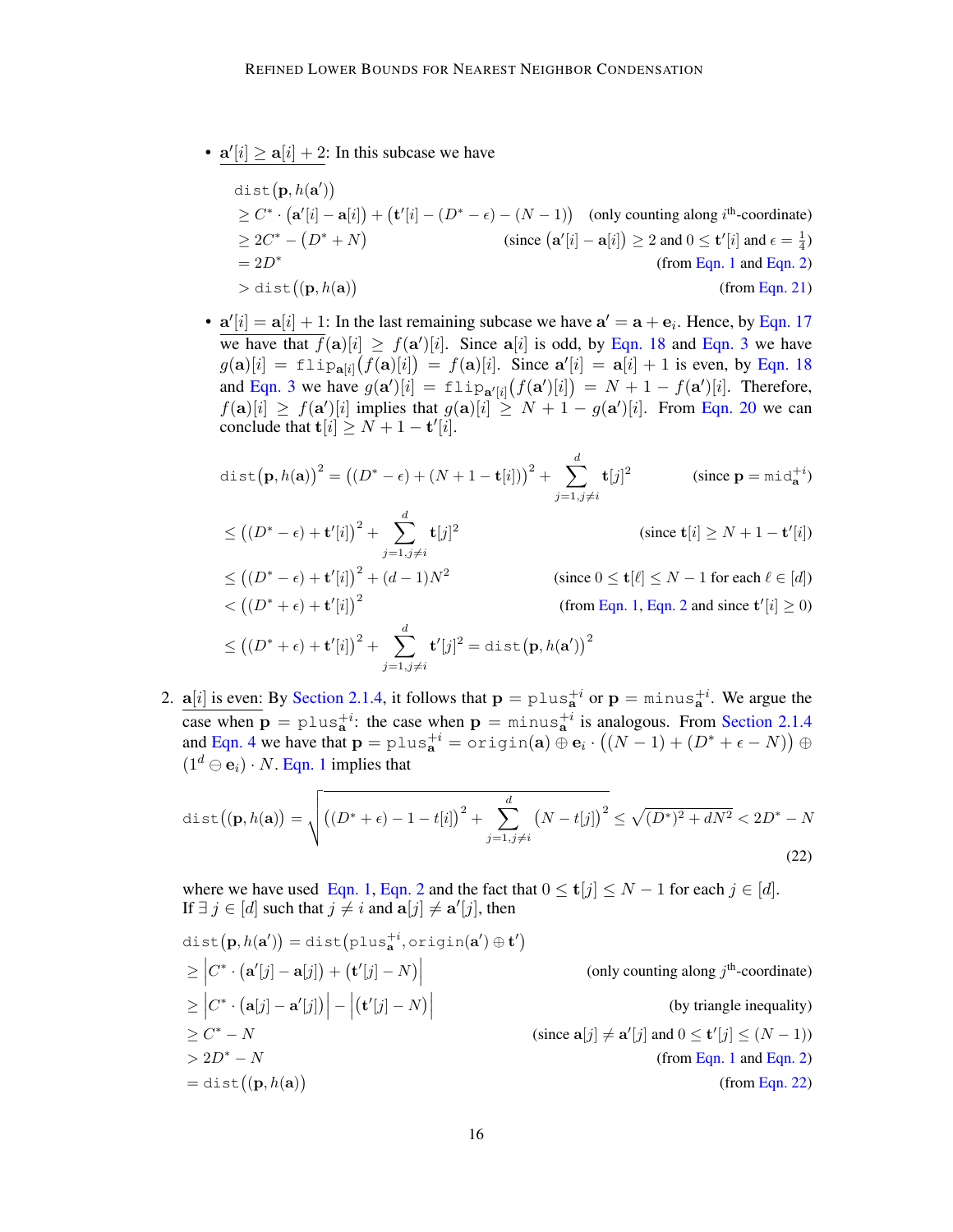- $\underline{\mathbf{a}'[i] \geq \mathbf{a}[i] + 2}$: In this subcase we have

$$
\begin{aligned}
&\mathtt{dist}\big(\mathbf{p}, h(\mathbf{a}')\big) \\
&\geq C^* \cdot \big(\mathbf{a}'[i] - \mathbf{a}[i]\big) + \big(\mathbf{t}'[i] - (D^* - \epsilon) - (N-1)\big) && \text{(only counting along } i^{\text{th}}\text{-coordinate)} \\
&\geq 2C^* - \big(D^* + N\big) && \text{(since } \big(\mathbf{a}'[i] - \mathbf{a}[i]\big) \geq 2 \text{ and } 0 \leq \mathbf{t}'[i] \text{ and } \epsilon = \tfrac{1}{4}) \\
&= 2D^* && \text{(from Eqn. 1 and Eqn. 2)} \\
&> \mathtt{dist}\big((\mathbf{p}, h(\mathbf{a})\big) && \text{(from Eqn. 21)}
\end{aligned}
$$

- $\underline{\mathbf{a}'[i] = \mathbf{a}[i] + 1}$: In the last remaining subcase we have $\mathbf{a}' = \mathbf{a} + \mathbf{e}_i$. Hence, by Eqn. 17 we have that $f(\mathbf{a})[i] \geq f(\mathbf{a}')[i]$. Since $\mathbf{a}[i]$ is odd, by Eqn. 18 and Eqn. 3 we have $g(\mathbf{a})[i] = \mathtt{flip}_{\mathbf{a}[i]}\big(f(\mathbf{a})[i]\big) = f(\mathbf{a})[i]$. Since $\mathbf{a}'[i] = \mathbf{a}[i] + 1$ is even, by Eqn. 18 and Eqn. 3 we have $g(\mathbf{a}')[i] = \mathtt{flip}_{\mathbf{a}'[i]}\big(f(\mathbf{a}')[i]\big) = N + 1 - f(\mathbf{a}')[i]$. Therefore, $f(\mathbf{a})[i] \geq f(\mathbf{a}')[i]$ implies that $g(\mathbf{a})[i] \geq N + 1 - g(\mathbf{a}')[i]$. From Eqn. 20 we can conclude that $\mathbf{t}[i] \geq N + 1 - \mathbf{t}'[i]$.

$$
\begin{aligned}
&\mathtt{dist}\big(\mathbf{p}, h(\mathbf{a})\big)^2 = \big((D^* - \epsilon) + (N + 1 - \mathbf{t}[i])\big)^2 + \sum_{j=1, j\neq i}^{d} \mathbf{t}[j]^2 && \text{(since } \mathbf{p} = \mathtt{mid}_{\mathbf{a}}^{+i}) \\
&\leq \big((D^* - \epsilon) + \mathbf{t}'[i]\big)^2 + \sum_{j=1, j\neq i}^{d} \mathbf{t}[j]^2 && \text{(since } \mathbf{t}[i] \geq N + 1 - \mathbf{t}'[i]) \\
&\leq \big((D^* - \epsilon) + \mathbf{t}'[i]\big)^2 + (d-1)N^2 && \text{(since } 0 \leq \mathbf{t}[\ell] \leq N - 1 \text{ for each } \ell \in [d]) \\
&< \big((D^* + \epsilon) + \mathbf{t}'[i]\big)^2 && \text{(from Eqn. 1, Eqn. 2 and since } \mathbf{t}'[i] \geq 0) \\
&\leq \big((D^* + \epsilon) + \mathbf{t}'[i]\big)^2 + \sum_{j=1, j\neq i}^{d} \mathbf{t}'[j]^2 = \mathtt{dist}\big(\mathbf{p}, h(\mathbf{a}')\big)^2
\end{aligned}
$$

2. $\underline{\mathbf{a}[i] \text{ is even}}$: By Section 2.1.4, it follows that $\mathbf{p} = \mathtt{plus}_{\mathbf{a}}^{+i}$ or $\mathbf{p} = \mathtt{minus}_{\mathbf{a}}^{+i}$. We argue the case when $\mathbf{p} = \mathtt{plus}_{\mathbf{a}}^{+i}$: the case when $\mathbf{p} = \mathtt{minus}_{\mathbf{a}}^{+i}$ is analogous. From Section 2.1.4 and Eqn. 4 we have that $\mathbf{p} = \mathtt{plus}_{\mathbf{a}}^{+i} = \mathtt{origin}(\mathbf{a}) \oplus \mathbf{e}_i \cdot \big((N-1) + (D^* + \epsilon - N)\big) \oplus (1^d \ominus \mathbf{e}_i) \cdot N$. Eqn. 1 implies that

$$
\mathtt{dist}\big((\mathbf{p}, h(\mathbf{a})\big) = \sqrt{\big((D^* + \epsilon) - 1 - t[i]\big)^2 + \sum_{j=1, j\neq i}^{d} \big(N - t[j]\big)^2} \leq \sqrt{(D^*)^2 + dN^2} < 2D^* - N \tag{22}
$$

where we have used Eqn. 1, Eqn. 2 and the fact that $0 \leq \mathbf{t}[j] \leq N - 1$ for each $j \in [d]$. If $\exists\, j \in [d]$ such that $j \neq i$ and $\mathbf{a}[j] \neq \mathbf{a}'[j]$, then

$$
\begin{aligned}
&\mathtt{dist}\big(\mathbf{p}, h(\mathbf{a}')\big) = \mathtt{dist}\big(\mathtt{plus}_{\mathbf{a}}^{+i}, \mathtt{origin}(\mathbf{a}') \oplus \mathbf{t}'\big) \\
&\geq \Big| C^* \cdot \big(\mathbf{a}'[j] - \mathbf{a}[j]\big) + \big(\mathbf{t}'[j] - N\big) \Big| && \text{(only counting along } j^{\text{th}}\text{-coordinate)} \\
&\geq \Big| C^* \cdot \big(\mathbf{a}[j] - \mathbf{a}'[j]\big) \Big| - \Big| \big(\mathbf{t}'[j] - N\big) \Big| && \text{(by triangle inequality)} \\
&\geq C^* - N && \text{(since } \mathbf{a}[j] \neq \mathbf{a}'[j] \text{ and } 0 \leq \mathbf{t}'[j] \leq (N-1)) \\
&> 2D^* - N && \text{(from Eqn. 1 and Eqn. 2)} \\
&= \mathtt{dist}\big((\mathbf{p}, h(\mathbf{a})\big) && \text{(from Eqn. 22)}
\end{aligned}
$$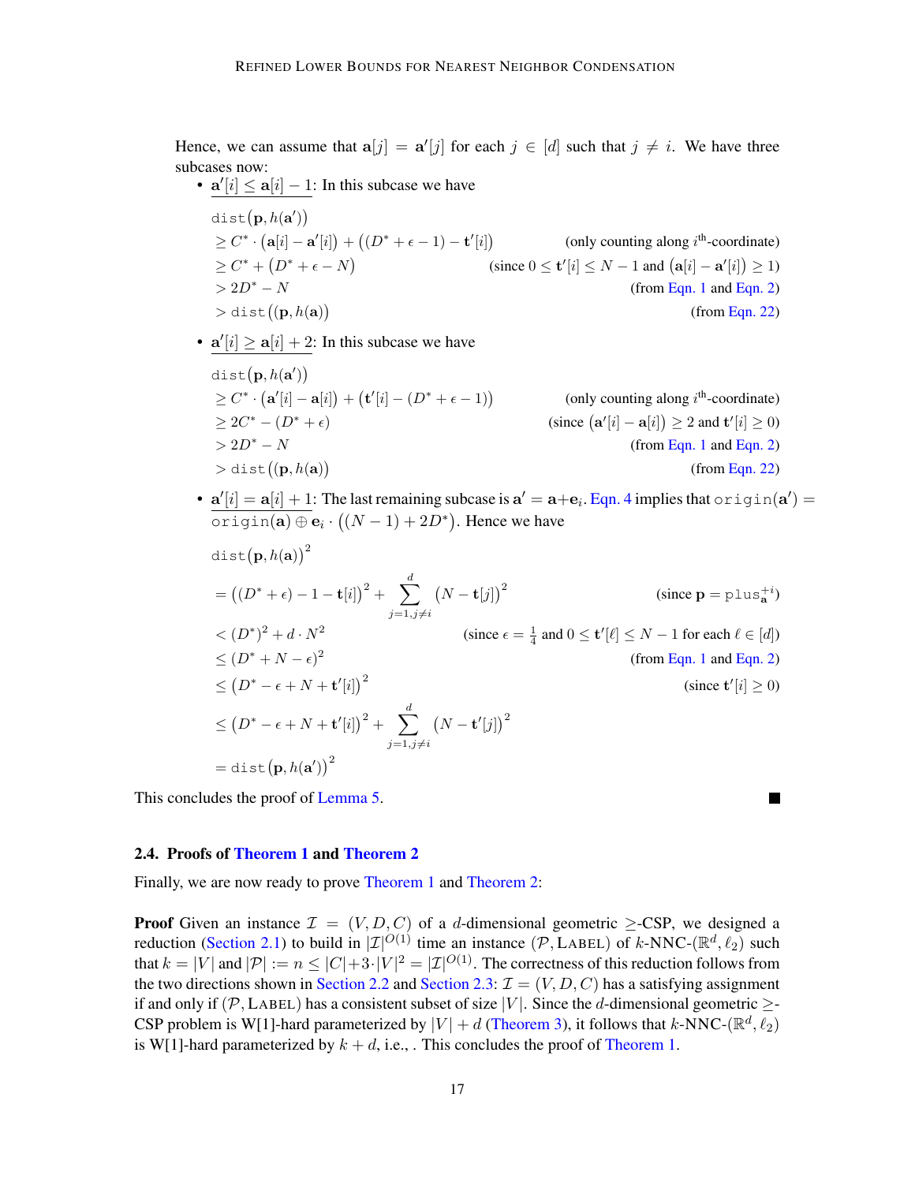Hence, we can assume that $\mathbf{a}[j] = \mathbf{a}'[j]$ for each $j \in [d]$ such that $j \neq i$. We have three subcases now:

- $\underline{\mathbf{a}'[i] \leq \mathbf{a}[i] - 1}$: In this subcase we have

$$
\begin{aligned}
&\mathtt{dist}\big(\mathbf{p}, h(\mathbf{a}')\big) \\
&\geq C^* \cdot \big(\mathbf{a}[i] - \mathbf{a}'[i]\big) + \big((D^* + \epsilon - 1) - \mathbf{t}'[i]\big) && \text{(only counting along } i^{\text{th}}\text{-coordinate)} \\
&\geq C^* + \big(D^* + \epsilon - N\big) && \text{(since } 0 \leq \mathbf{t}'[i] \leq N-1 \text{ and } \big(\mathbf{a}[i] - \mathbf{a}'[i]\big) \geq 1\text{)} \\
&> 2D^* - N && \text{(from Eqn. 1 and Eqn. 2)} \\
&> \mathtt{dist}\big((\mathbf{p}, h(\mathbf{a})\big) && \text{(from Eqn. 22)}
\end{aligned}
$$

- $\underline{\mathbf{a}'[i] \geq \mathbf{a}[i] + 2}$: In this subcase we have

$$
\begin{aligned}
&\mathtt{dist}\big(\mathbf{p}, h(\mathbf{a}')\big) \\
&\geq C^* \cdot \big(\mathbf{a}'[i] - \mathbf{a}[i]\big) + \big(\mathbf{t}'[i] - (D^* + \epsilon - 1)\big) && \text{(only counting along } i^{\text{th}}\text{-coordinate)} \\
&\geq 2C^* - (D^* + \epsilon) && \text{(since } \big(\mathbf{a}'[i] - \mathbf{a}[i]\big) \geq 2 \text{ and } \mathbf{t}'[i] \geq 0\text{)} \\
&> 2D^* - N && \text{(from Eqn. 1 and Eqn. 2)} \\
&> \mathtt{dist}\big((\mathbf{p}, h(\mathbf{a})\big) && \text{(from Eqn. 22)}
\end{aligned}
$$

- $\underline{\mathbf{a}'[i] = \mathbf{a}[i] + 1}$: The last remaining subcase is $\mathbf{a}' = \mathbf{a} + \mathbf{e}_i$. Eqn. 4 implies that $\mathtt{origin}(\mathbf{a}') = \underline{\mathtt{origin}(\mathbf{a}) \oplus \mathbf{e}_i} \cdot \big((N-1) + 2D^*\big)$. Hence we have

$$
\begin{aligned}
&\mathtt{dist}\big(\mathbf{p}, h(\mathbf{a})\big)^2 \\
&= \big((D^* + \epsilon) - 1 - \mathbf{t}[i]\big)^2 + \sum_{j=1, j\neq i}^{d} \big(N - \mathbf{t}[j]\big)^2 && \text{(since } \mathbf{p} = \mathtt{plus}_{\mathbf{a}}^{+i}\text{)} \\
&< (D^*)^2 + d \cdot N^2 && \text{(since } \epsilon = \tfrac{1}{4} \text{ and } 0 \leq \mathbf{t}'[\ell] \leq N-1 \text{ for each } \ell \in [d]\text{)} \\
&\leq (D^* + N - \epsilon)^2 && \text{(from Eqn. 1 and Eqn. 2)} \\
&\leq \big(D^* - \epsilon + N + \mathbf{t}'[i]\big)^2 && \text{(since } \mathbf{t}'[i] \geq 0\text{)} \\
&\leq \big(D^* - \epsilon + N + \mathbf{t}'[i]\big)^2 + \sum_{j=1, j\neq i}^{d} \big(N - \mathbf{t}'[j]\big)^2 \\
&= \mathtt{dist}\big(\mathbf{p}, h(\mathbf{a}')\big)^2
\end{aligned}
$$

This concludes the proof of Lemma 5. ∎

### 2.4. Proofs of Theorem 1 and Theorem 2

Finally, we are now ready to prove Theorem 1 and Theorem 2:

**Proof** Given an instance $\mathcal{I} = (V, D, C)$ of a $d$-dimensional geometric $\geq$-CSP, we designed a reduction (Section 2.1) to build in $|\mathcal{I}|^{O(1)}$ time an instance $(\mathcal{P}, \textsc{Label})$ of $k$-NNC-$(\mathbb{R}^d, \ell_2)$ such that $k = |V|$ and $|\mathcal{P}| := n \leq |C| + 3 \cdot |V|^2 = |\mathcal{I}|^{O(1)}$. The correctness of this reduction follows from the two directions shown in Section 2.2 and Section 2.3: $\mathcal{I} = (V, D, C)$ has a satisfying assignment if and only if $(\mathcal{P}, \textsc{Label})$ has a consistent subset of size $|V|$. Since the $d$-dimensional geometric $\geq$-CSP problem is W[1]-hard parameterized by $|V| + d$ (Theorem 3), it follows that $k$-NNC-$(\mathbb{R}^d, \ell_2)$ is W[1]-hard parameterized by $k + d$, i.e., . This concludes the proof of Theorem 1.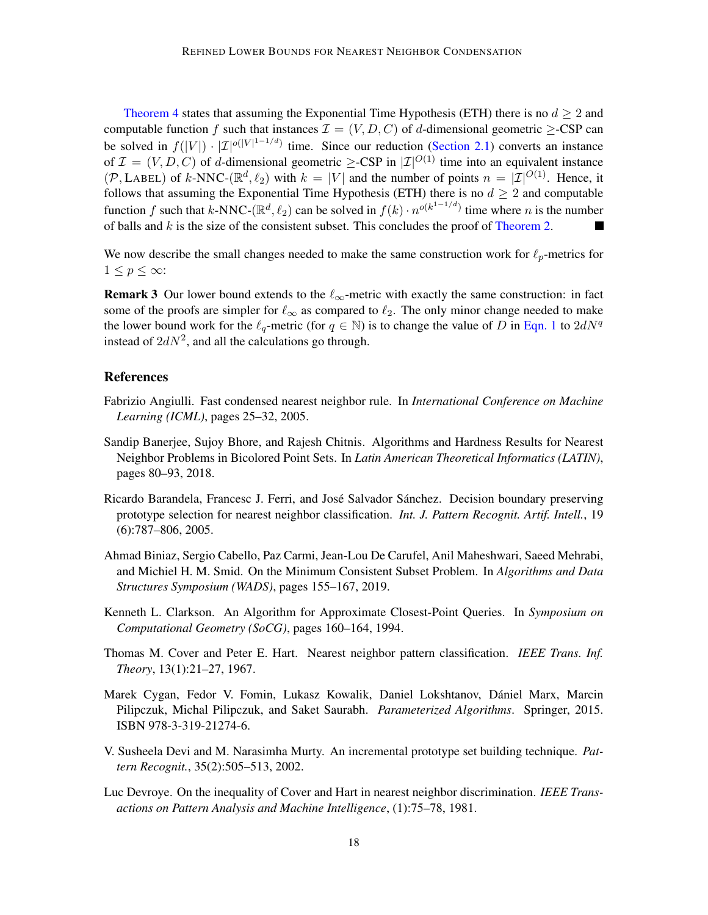Theorem 4 states that assuming the Exponential Time Hypothesis (ETH) there is no $d \geq 2$ and computable function $f$ such that instances $\mathcal{I} = (V, D, C)$ of $d$-dimensional geometric $\geq$-CSP can be solved in $f(|V|) \cdot |\mathcal{I}|^{o(|V|^{1-1/d})}$ time. Since our reduction (Section 2.1) converts an instance of $\mathcal{I} = (V, D, C)$ of $d$-dimensional geometric $\geq$-CSP in $|\mathcal{I}|^{O(1)}$ time into an equivalent instance $(\mathcal{P}, \text{LABEL})$ of $k$-NNC-$(\mathbb{R}^d, \ell_2)$ with $k = |V|$ and the number of points $n = |\mathcal{I}|^{O(1)}$. Hence, it follows that assuming the Exponential Time Hypothesis (ETH) there is no $d \geq 2$ and computable function $f$ such that $k$-NNC-$(\mathbb{R}^d, \ell_2)$ can be solved in $f(k) \cdot n^{o(k^{1-1/d})}$ time where $n$ is the number of balls and $k$ is the size of the consistent subset. This concludes the proof of Theorem 2. ■

We now describe the small changes needed to make the same construction work for $\ell_p$-metrics for $1 \leq p \leq \infty$:

**Remark 3** Our lower bound extends to the $\ell_\infty$-metric with exactly the same construction: in fact some of the proofs are simpler for $\ell_\infty$ as compared to $\ell_2$. The only minor change needed to make the lower bound work for the $\ell_q$-metric (for $q \in \mathbb{N}$) is to change the value of $D$ in Eqn. 1 to $2dN^q$ instead of $2dN^2$, and all the calculations go through.

## References

Fabrizio Angiulli. Fast condensed nearest neighbor rule. In *International Conference on Machine Learning (ICML)*, pages 25–32, 2005.

Sandip Banerjee, Sujoy Bhore, and Rajesh Chitnis. Algorithms and Hardness Results for Nearest Neighbor Problems in Bicolored Point Sets. In *Latin American Theoretical Informatics (LATIN)*, pages 80–93, 2018.

Ricardo Barandela, Francesc J. Ferri, and José Salvador Sánchez. Decision boundary preserving prototype selection for nearest neighbor classification. *Int. J. Pattern Recognit. Artif. Intell.*, 19 (6):787–806, 2005.

Ahmad Biniaz, Sergio Cabello, Paz Carmi, Jean-Lou De Carufel, Anil Maheshwari, Saeed Mehrabi, and Michiel H. M. Smid. On the Minimum Consistent Subset Problem. In *Algorithms and Data Structures Symposium (WADS)*, pages 155–167, 2019.

Kenneth L. Clarkson. An Algorithm for Approximate Closest-Point Queries. In *Symposium on Computational Geometry (SoCG)*, pages 160–164, 1994.

Thomas M. Cover and Peter E. Hart. Nearest neighbor pattern classification. *IEEE Trans. Inf. Theory*, 13(1):21–27, 1967.

Marek Cygan, Fedor V. Fomin, Lukasz Kowalik, Daniel Lokshtanov, Dániel Marx, Marcin Pilipczuk, Michal Pilipczuk, and Saket Saurabh. *Parameterized Algorithms*. Springer, 2015. ISBN 978-3-319-21274-6.

V. Susheela Devi and M. Narasimha Murty. An incremental prototype set building technique. *Pattern Recognit.*, 35(2):505–513, 2002.

Luc Devroye. On the inequality of Cover and Hart in nearest neighbor discrimination. *IEEE Transactions on Pattern Analysis and Machine Intelligence*, (1):75–78, 1981.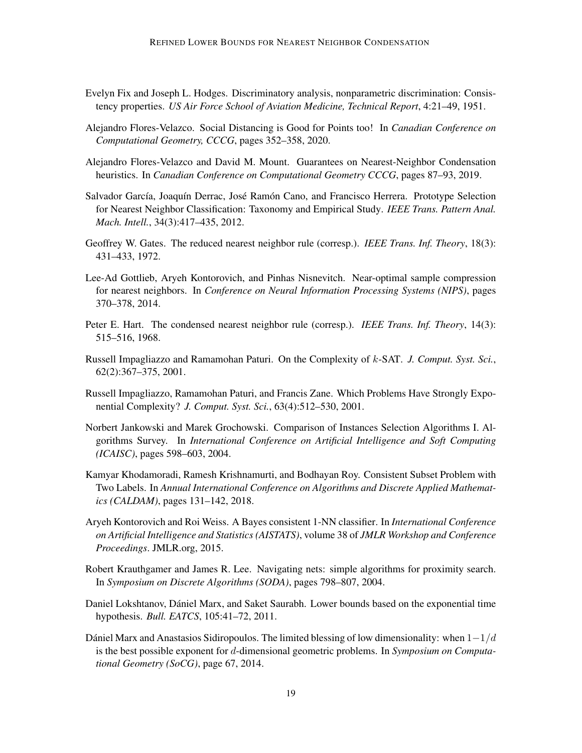Evelyn Fix and Joseph L. Hodges. Discriminatory analysis, nonparametric discrimination: Consistency properties. *US Air Force School of Aviation Medicine, Technical Report*, 4:21–49, 1951.

Alejandro Flores-Velazco. Social Distancing is Good for Points too! In *Canadian Conference on Computational Geometry, CCCG*, pages 352–358, 2020.

Alejandro Flores-Velazco and David M. Mount. Guarantees on Nearest-Neighbor Condensation heuristics. In *Canadian Conference on Computational Geometry CCCG*, pages 87–93, 2019.

Salvador García, Joaquín Derrac, José Ramón Cano, and Francisco Herrera. Prototype Selection for Nearest Neighbor Classification: Taxonomy and Empirical Study. *IEEE Trans. Pattern Anal. Mach. Intell.*, 34(3):417–435, 2012.

Geoffrey W. Gates. The reduced nearest neighbor rule (corresp.). *IEEE Trans. Inf. Theory*, 18(3): 431–433, 1972.

Lee-Ad Gottlieb, Aryeh Kontorovich, and Pinhas Nisnevitch. Near-optimal sample compression for nearest neighbors. In *Conference on Neural Information Processing Systems (NIPS)*, pages 370–378, 2014.

Peter E. Hart. The condensed nearest neighbor rule (corresp.). *IEEE Trans. Inf. Theory*, 14(3): 515–516, 1968.

Russell Impagliazzo and Ramamohan Paturi. On the Complexity of $k$-SAT. *J. Comput. Syst. Sci.*, 62(2):367–375, 2001.

Russell Impagliazzo, Ramamohan Paturi, and Francis Zane. Which Problems Have Strongly Exponential Complexity? *J. Comput. Syst. Sci.*, 63(4):512–530, 2001.

Norbert Jankowski and Marek Grochowski. Comparison of Instances Selection Algorithms I. Algorithms Survey. In *International Conference on Artificial Intelligence and Soft Computing (ICAISC)*, pages 598–603, 2004.

Kamyar Khodamoradi, Ramesh Krishnamurti, and Bodhayan Roy. Consistent Subset Problem with Two Labels. In *Annual International Conference on Algorithms and Discrete Applied Mathematics (CALDAM)*, pages 131–142, 2018.

Aryeh Kontorovich and Roi Weiss. A Bayes consistent 1-NN classifier. In *International Conference on Artificial Intelligence and Statistics (AISTATS)*, volume 38 of *JMLR Workshop and Conference Proceedings*. JMLR.org, 2015.

Robert Krauthgamer and James R. Lee. Navigating nets: simple algorithms for proximity search. In *Symposium on Discrete Algorithms (SODA)*, pages 798–807, 2004.

Daniel Lokshtanov, Dániel Marx, and Saket Saurabh. Lower bounds based on the exponential time hypothesis. *Bull. EATCS*, 105:41–72, 2011.

Dániel Marx and Anastasios Sidiropoulos. The limited blessing of low dimensionality: when $1-1/d$ is the best possible exponent for $d$-dimensional geometric problems. In *Symposium on Computational Geometry (SoCG)*, page 67, 2014.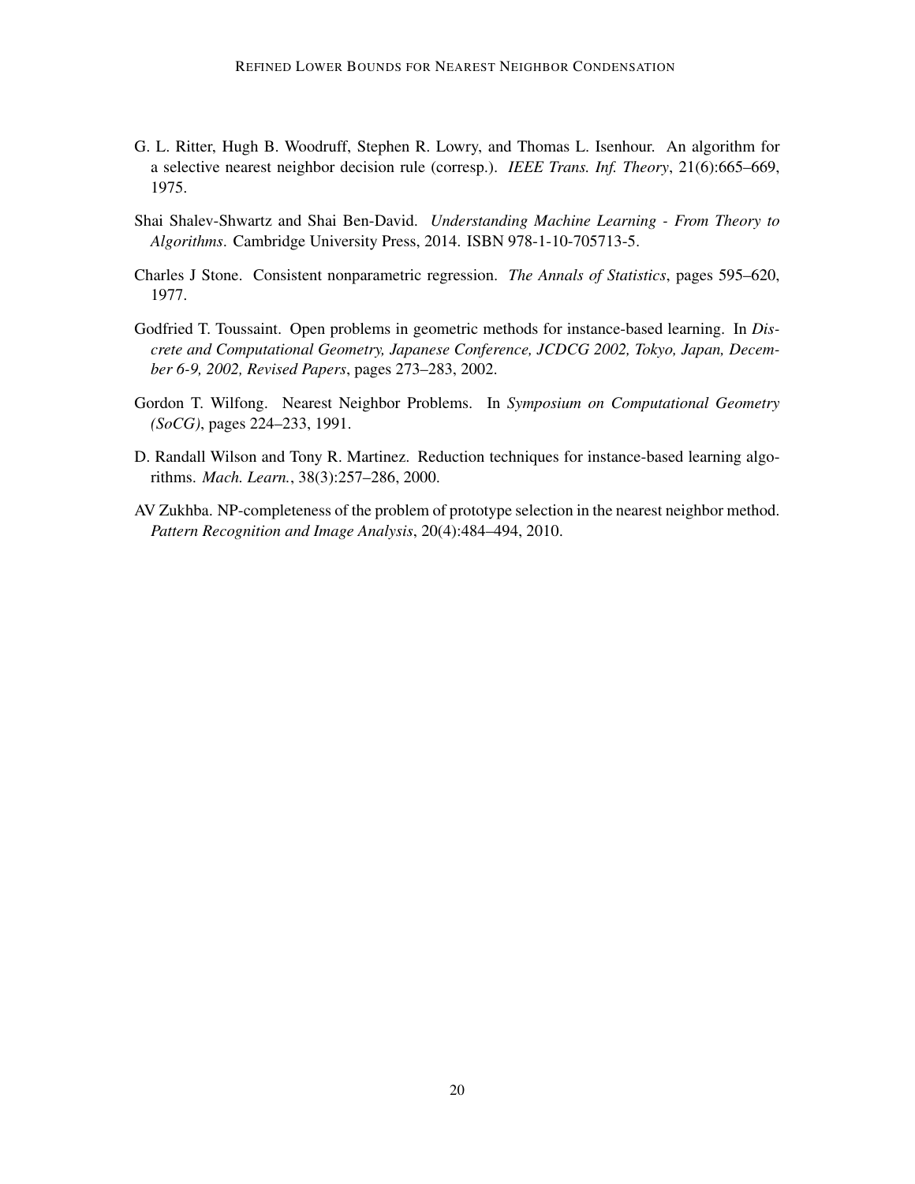G. L. Ritter, Hugh B. Woodruff, Stephen R. Lowry, and Thomas L. Isenhour. An algorithm for a selective nearest neighbor decision rule (corresp.). *IEEE Trans. Inf. Theory*, 21(6):665–669, 1975.

Shai Shalev-Shwartz and Shai Ben-David. *Understanding Machine Learning - From Theory to Algorithms*. Cambridge University Press, 2014. ISBN 978-1-10-705713-5.

Charles J Stone. Consistent nonparametric regression. *The Annals of Statistics*, pages 595–620, 1977.

Godfried T. Toussaint. Open problems in geometric methods for instance-based learning. In *Discrete and Computational Geometry, Japanese Conference, JCDCG 2002, Tokyo, Japan, December 6-9, 2002, Revised Papers*, pages 273–283, 2002.

Gordon T. Wilfong. Nearest Neighbor Problems. In *Symposium on Computational Geometry (SoCG)*, pages 224–233, 1991.

D. Randall Wilson and Tony R. Martinez. Reduction techniques for instance-based learning algorithms. *Mach. Learn.*, 38(3):257–286, 2000.

AV Zukhba. NP-completeness of the problem of prototype selection in the nearest neighbor method. *Pattern Recognition and Image Analysis*, 20(4):484–494, 2010.